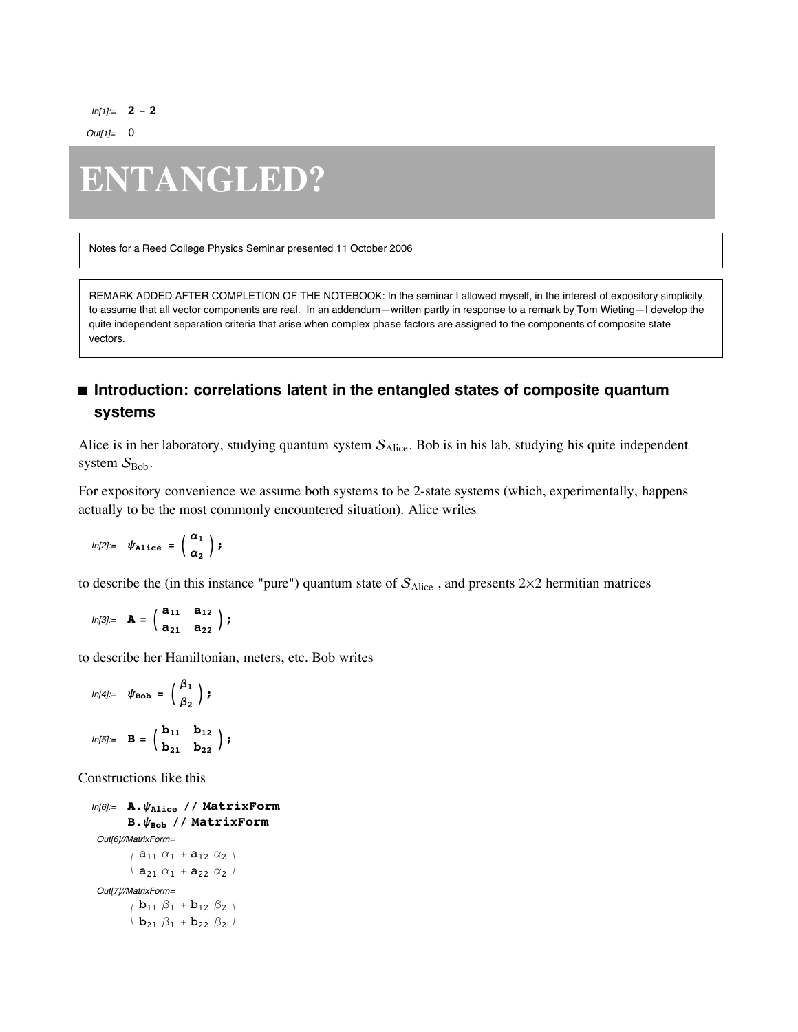In[1]:= **2 - 2**

Out[1]= 0

# ENTANGLED?

Notes for a Reed College Physics Seminar presented 11 October 2006

REMARK ADDED AFTER COMPLETION OF THE NOTEBOOK: In the seminar I allowed myself, in the interest of expository simplicity, to assume that all vector components are real. In an addendum—written partly in response to a remark by Tom Wieting—I develop the quite independent separation criteria that arise when complex phase factors are assigned to the components of composite state vectors.

## ■ Introduction: correlations latent in the entangled states of composite quantum systems

Alice is in her laboratory, studying quantum system $\mathcal{S}_{\text{Alice}}$. Bob is in his lab, studying his quite independent system $\mathcal{S}_{\text{Bob}}$.

For expository convenience we assume both systems to be 2-state systems (which, experimentally, happens actually to be the most commonly encountered situation). Alice writes

In[2]:= $\psi_{\text{Alice}} = \begin{pmatrix} \alpha_1 \\ \alpha_2 \end{pmatrix}$;

to describe the (in this instance "pure") quantum state of $\mathcal{S}_{\text{Alice}}$ , and presents 2×2 hermitian matrices

In[3]:= $\mathbf{A} = \begin{pmatrix} a_{11} & a_{12} \\ a_{21} & a_{22} \end{pmatrix}$;

to describe her Hamiltonian, meters, etc. Bob writes

In[4]:= $\psi_{\text{Bob}} = \begin{pmatrix} \beta_1 \\ \beta_2 \end{pmatrix}$;

In[5]:= $\mathbf{B} = \begin{pmatrix} b_{11} & b_{12} \\ b_{21} & b_{22} \end{pmatrix}$;

Constructions like this

In[6]:= **A.$\psi_{\text{Alice}}$ // MatrixForm**
**B.$\psi_{\text{Bob}}$ // MatrixForm**

Out[6]//MatrixForm=

$$\begin{pmatrix} a_{11}\,\alpha_1 + a_{12}\,\alpha_2 \\ a_{21}\,\alpha_1 + a_{22}\,\alpha_2 \end{pmatrix}$$

Out[7]//MatrixForm=

$$\begin{pmatrix} b_{11}\,\beta_1 + b_{12}\,\beta_2 \\ b_{21}\,\beta_1 + b_{22}\,\beta_2 \end{pmatrix}$$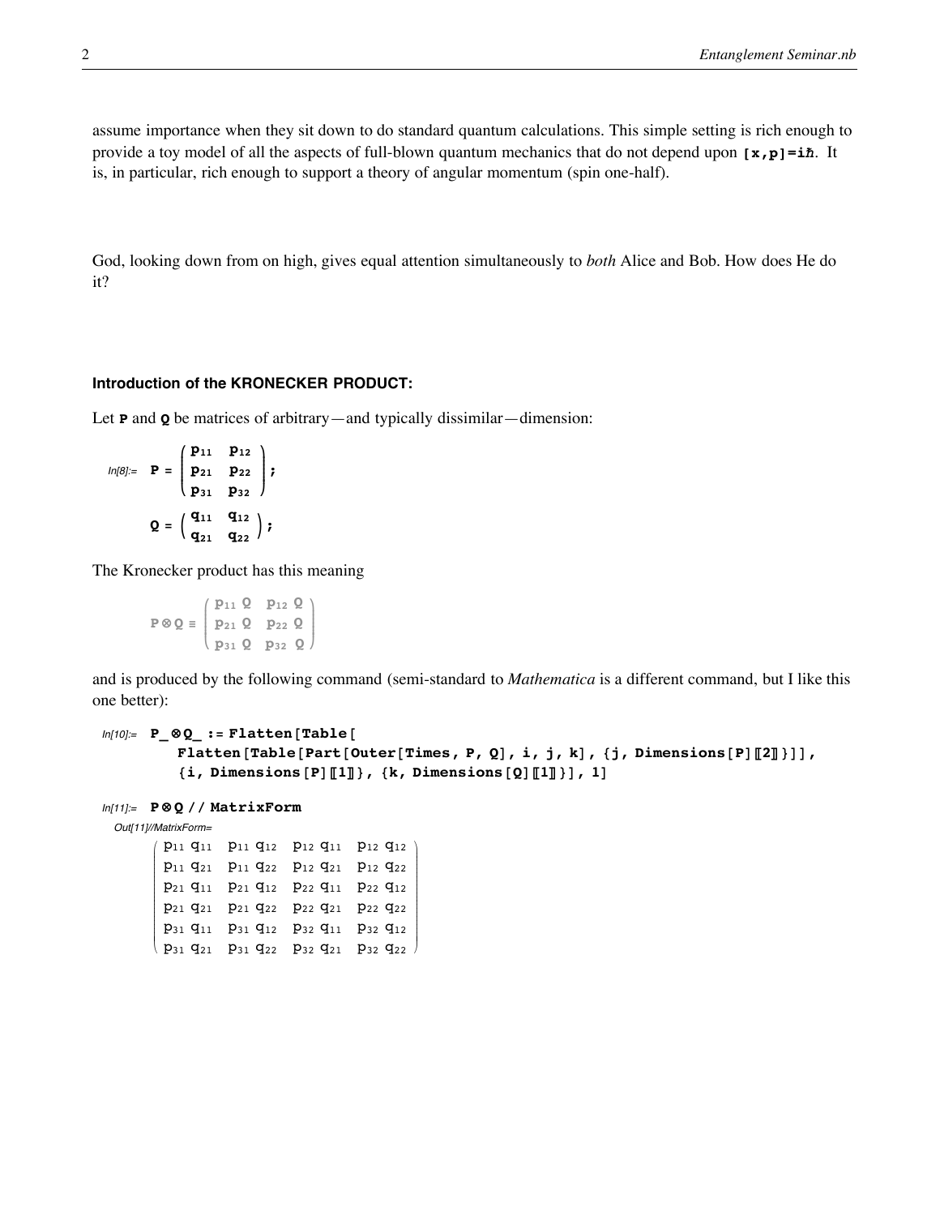assume importance when they sit down to do standard quantum calculations. This simple setting is rich enough to provide a toy model of all the aspects of full-blown quantum mechanics that do not depend upon `[x,p]=iℏ`. It is, in particular, rich enough to support a theory of angular momentum (spin one-half).

God, looking down from on high, gives equal attention simultaneously to *both* Alice and Bob. How does He do it?

#### Introduction of the KRONECKER PRODUCT:

Let **P** and **Q** be matrices of arbitrary—and typically dissimilar—dimension:

*In[8]:=*

$$\mathbf{P} = \begin{pmatrix} p_{11} & p_{12} \\ p_{21} & p_{22} \\ p_{31} & p_{32} \end{pmatrix};$$

$$\mathbf{Q} = \begin{pmatrix} q_{11} & q_{12} \\ q_{21} & q_{22} \end{pmatrix};$$

The Kronecker product has this meaning

$$\mathbf{P} \otimes \mathbf{Q} \equiv \begin{pmatrix} p_{11}\,\mathbf{Q} & p_{12}\,\mathbf{Q} \\ p_{21}\,\mathbf{Q} & p_{22}\,\mathbf{Q} \\ p_{31}\,\mathbf{Q} & p_{32}\,\mathbf{Q} \end{pmatrix}$$

and is produced by the following command (semi-standard to *Mathematica* is a different command, but I like this one better):

*In[10]:=*

```
P_⊗Q_ := Flatten[Table[
    Flatten[Table[Part[Outer[Times, P, Q], i, j, k], {j, Dimensions[P][[2]]}]],
    {i, Dimensions[P][[1]]}, {k, Dimensions[Q][[1]]}], 1]
```

*In[11]:=*

```
P⊗Q // MatrixForm
```

*Out[11]//MatrixForm=*

$$\begin{pmatrix} p_{11}\,q_{11} & p_{11}\,q_{12} & p_{12}\,q_{11} & p_{12}\,q_{12} \\ p_{11}\,q_{21} & p_{11}\,q_{22} & p_{12}\,q_{21} & p_{12}\,q_{22} \\ p_{21}\,q_{11} & p_{21}\,q_{12} & p_{22}\,q_{11} & p_{22}\,q_{12} \\ p_{21}\,q_{21} & p_{21}\,q_{22} & p_{22}\,q_{21} & p_{22}\,q_{22} \\ p_{31}\,q_{11} & p_{31}\,q_{12} & p_{32}\,q_{11} & p_{32}\,q_{12} \\ p_{31}\,q_{21} & p_{31}\,q_{22} & p_{32}\,q_{21} & p_{32}\,q_{22} \end{pmatrix}$$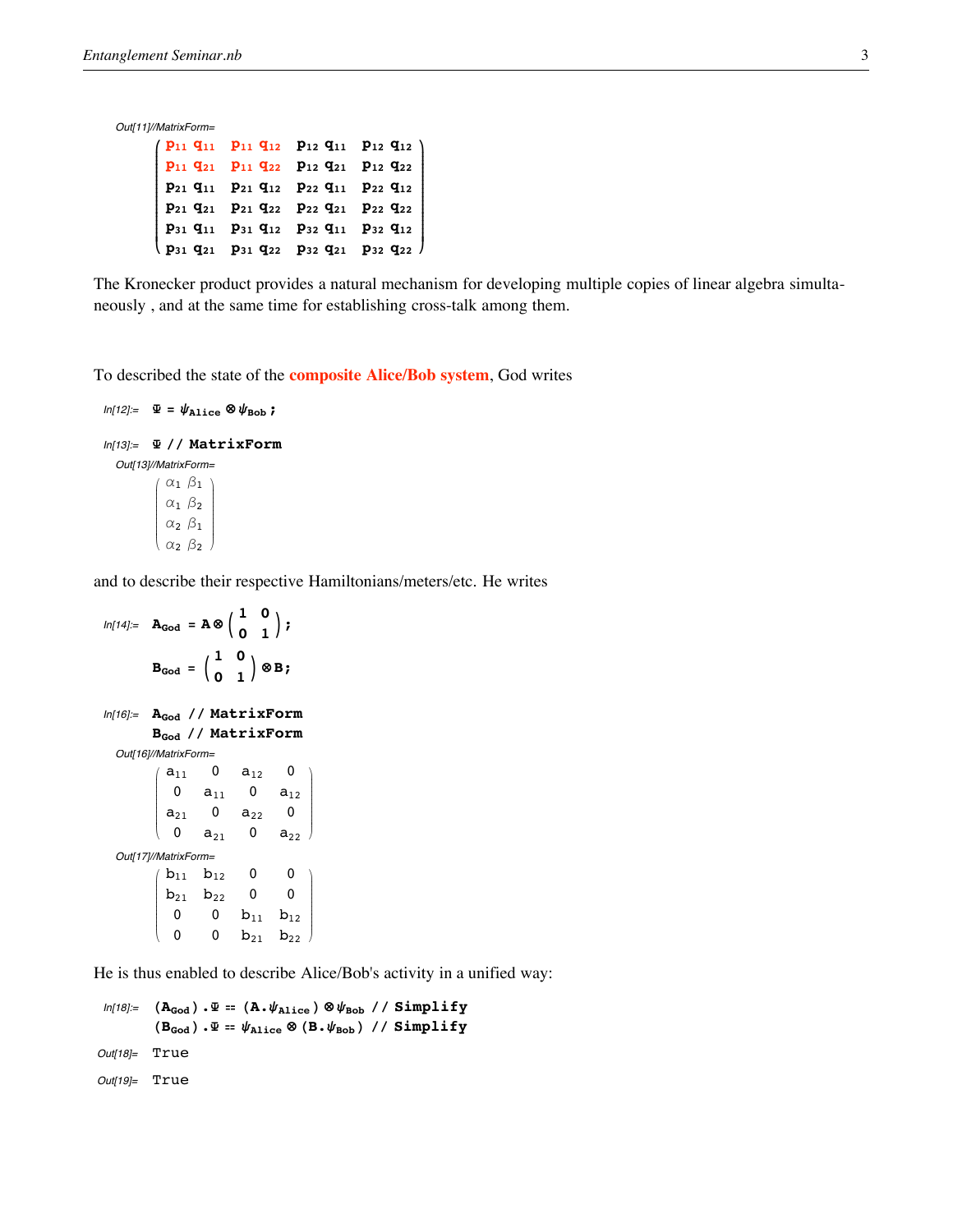Out[11]//MatrixForm=

$$\begin{pmatrix} p_{11}\,q_{11} & p_{11}\,q_{12} & p_{12}\,q_{11} & p_{12}\,q_{12} \\ p_{11}\,q_{21} & p_{11}\,q_{22} & p_{12}\,q_{21} & p_{12}\,q_{22} \\ p_{21}\,q_{11} & p_{21}\,q_{12} & p_{22}\,q_{11} & p_{22}\,q_{12} \\ p_{21}\,q_{21} & p_{21}\,q_{22} & p_{22}\,q_{21} & p_{22}\,q_{22} \\ p_{31}\,q_{11} & p_{31}\,q_{12} & p_{32}\,q_{11} & p_{32}\,q_{12} \\ p_{31}\,q_{21} & p_{31}\,q_{22} & p_{32}\,q_{21} & p_{32}\,q_{22} \end{pmatrix}$$

The Kronecker product provides a natural mechanism for developing multiple copies of linear algebra simultaneously , and at the same time for establishing cross-talk among them.

To described the state of the **composite Alice/Bob system**, God writes

In[12]:=
```
Ψ = ψAlice ⊗ ψBob ;
```

In[13]:=
```
Ψ // MatrixForm
```

Out[13]//MatrixForm=

$$\begin{pmatrix} \alpha_1\,\beta_1 \\ \alpha_1\,\beta_2 \\ \alpha_2\,\beta_1 \\ \alpha_2\,\beta_2 \end{pmatrix}$$

and to describe their respective Hamiltonians/meters/etc. He writes

In[14]:=

$$\mathbf{A}_{\mathbf{God}} = \mathbf{A} \otimes \begin{pmatrix} 1 & 0 \\ 0 & 1 \end{pmatrix};$$

$$\mathbf{B}_{\mathbf{God}} = \begin{pmatrix} 1 & 0 \\ 0 & 1 \end{pmatrix} \otimes \mathbf{B};$$

In[16]:=
```
AGod // MatrixForm
BGod // MatrixForm
```

Out[16]//MatrixForm=

$$\begin{pmatrix} a_{11} & 0 & a_{12} & 0 \\ 0 & a_{11} & 0 & a_{12} \\ a_{21} & 0 & a_{22} & 0 \\ 0 & a_{21} & 0 & a_{22} \end{pmatrix}$$

Out[17]//MatrixForm=

$$\begin{pmatrix} b_{11} & b_{12} & 0 & 0 \\ b_{21} & b_{22} & 0 & 0 \\ 0 & 0 & b_{11} & b_{12} \\ 0 & 0 & b_{21} & b_{22} \end{pmatrix}$$

He is thus enabled to describe Alice/Bob's activity in a unified way:

In[18]:=
```
(AGod).Ψ == (A.ψAlice) ⊗ ψBob // Simplify
(BGod).Ψ == ψAlice ⊗ (B.ψBob) // Simplify
```

Out[18]= True

Out[19]= True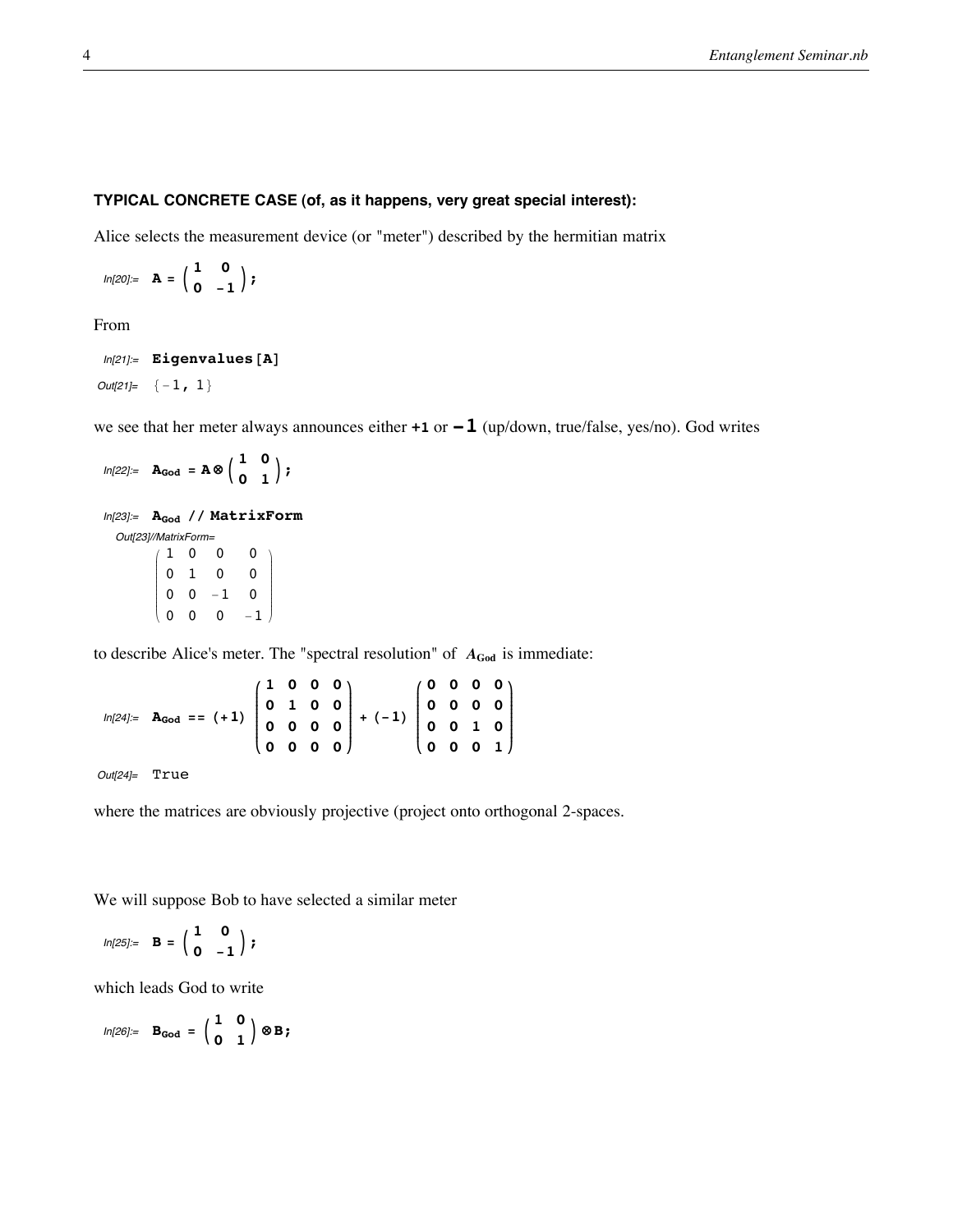**TYPICAL CONCRETE CASE (of, as it happens, very great special interest):**

Alice selects the measurement device (or "meter") described by the hermitian matrix

In[20]:= $\mathbf{A} = \begin{pmatrix} 1 & 0 \\ 0 & -1 \end{pmatrix}$;

From

```
In[21]:= Eigenvalues[A]
Out[21]= {-1, 1}
```

we see that her meter always announces either **+1** or **−1** (up/down, true/false, yes/no). God writes

In[22]:= $\mathbf{A}_{\text{God}} = \mathbf{A} \otimes \begin{pmatrix} 1 & 0 \\ 0 & 1 \end{pmatrix}$;

In[23]:= $\mathbf{A}_{\text{God}}$ // MatrixForm

Out[23]//MatrixForm=

$$\begin{pmatrix} 1 & 0 & 0 & 0 \\ 0 & 1 & 0 & 0 \\ 0 & 0 & -1 & 0 \\ 0 & 0 & 0 & -1 \end{pmatrix}$$

to describe Alice's meter. The "spectral resolution" of $A_{\text{God}}$ is immediate:

In[24]:= $\mathbf{A}_{\text{God}} == (+1) \begin{pmatrix} 1 & 0 & 0 & 0 \\ 0 & 1 & 0 & 0 \\ 0 & 0 & 0 & 0 \\ 0 & 0 & 0 & 0 \end{pmatrix} + (-1) \begin{pmatrix} 0 & 0 & 0 & 0 \\ 0 & 0 & 0 & 0 \\ 0 & 0 & 1 & 0 \\ 0 & 0 & 0 & 1 \end{pmatrix}$

Out[24]= True

where the matrices are obviously projective (project onto orthogonal 2-spaces.

We will suppose Bob to have selected a similar meter

In[25]:= $\mathbf{B} = \begin{pmatrix} 1 & 0 \\ 0 & -1 \end{pmatrix}$;

which leads God to write

In[26]:= $\mathbf{B}_{\text{God}} = \begin{pmatrix} 1 & 0 \\ 0 & 1 \end{pmatrix} \otimes \mathbf{B}$;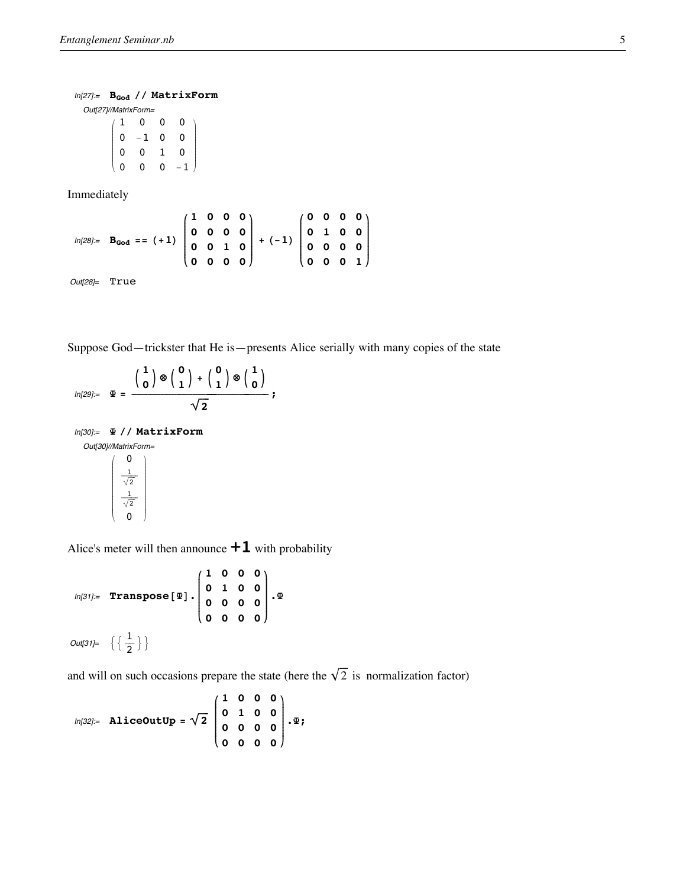In[27]:= $\mathbf{B_{God}}$ **// MatrixForm**

Out[27]//MatrixForm=

$$\begin{pmatrix} 1 & 0 & 0 & 0 \\ 0 & -1 & 0 & 0 \\ 0 & 0 & 1 & 0 \\ 0 & 0 & 0 & -1 \end{pmatrix}$$

Immediately

In[28]:= $$\mathbf{B_{God}} == (+1) \begin{pmatrix} 1 & 0 & 0 & 0 \\ 0 & 0 & 0 & 0 \\ 0 & 0 & 1 & 0 \\ 0 & 0 & 0 & 0 \end{pmatrix} + (-1) \begin{pmatrix} 0 & 0 & 0 & 0 \\ 0 & 1 & 0 & 0 \\ 0 & 0 & 0 & 0 \\ 0 & 0 & 0 & 1 \end{pmatrix}$$

Out[28]= True

Suppose God—trickster that He is—presents Alice serially with many copies of the state

In[29]:= $$\Psi = \frac{\begin{pmatrix} 1 \\ 0 \end{pmatrix} \otimes \begin{pmatrix} 0 \\ 1 \end{pmatrix} + \begin{pmatrix} 0 \\ 1 \end{pmatrix} \otimes \begin{pmatrix} 1 \\ 0 \end{pmatrix}}{\sqrt{2}};$$

In[30]:= $\Psi$ **// MatrixForm**

Out[30]//MatrixForm=

$$\begin{pmatrix} 0 \\ \frac{1}{\sqrt{2}} \\ \frac{1}{\sqrt{2}} \\ 0 \end{pmatrix}$$

Alice's meter will then announce **+1** with probability

In[31]:= $$\textbf{Transpose}[\Psi].\begin{pmatrix} 1 & 0 & 0 & 0 \\ 0 & 1 & 0 & 0 \\ 0 & 0 & 0 & 0 \\ 0 & 0 & 0 & 0 \end{pmatrix}.\Psi$$

Out[31]= $\left\{\left\{\frac{1}{2}\right\}\right\}$

and will on such occasions prepare the state (here the $\sqrt{2}$ is normalization factor)

In[32]:= $$\textbf{AliceOutUp} = \sqrt{2} \begin{pmatrix} 1 & 0 & 0 & 0 \\ 0 & 1 & 0 & 0 \\ 0 & 0 & 0 & 0 \\ 0 & 0 & 0 & 0 \end{pmatrix}.\Psi;$$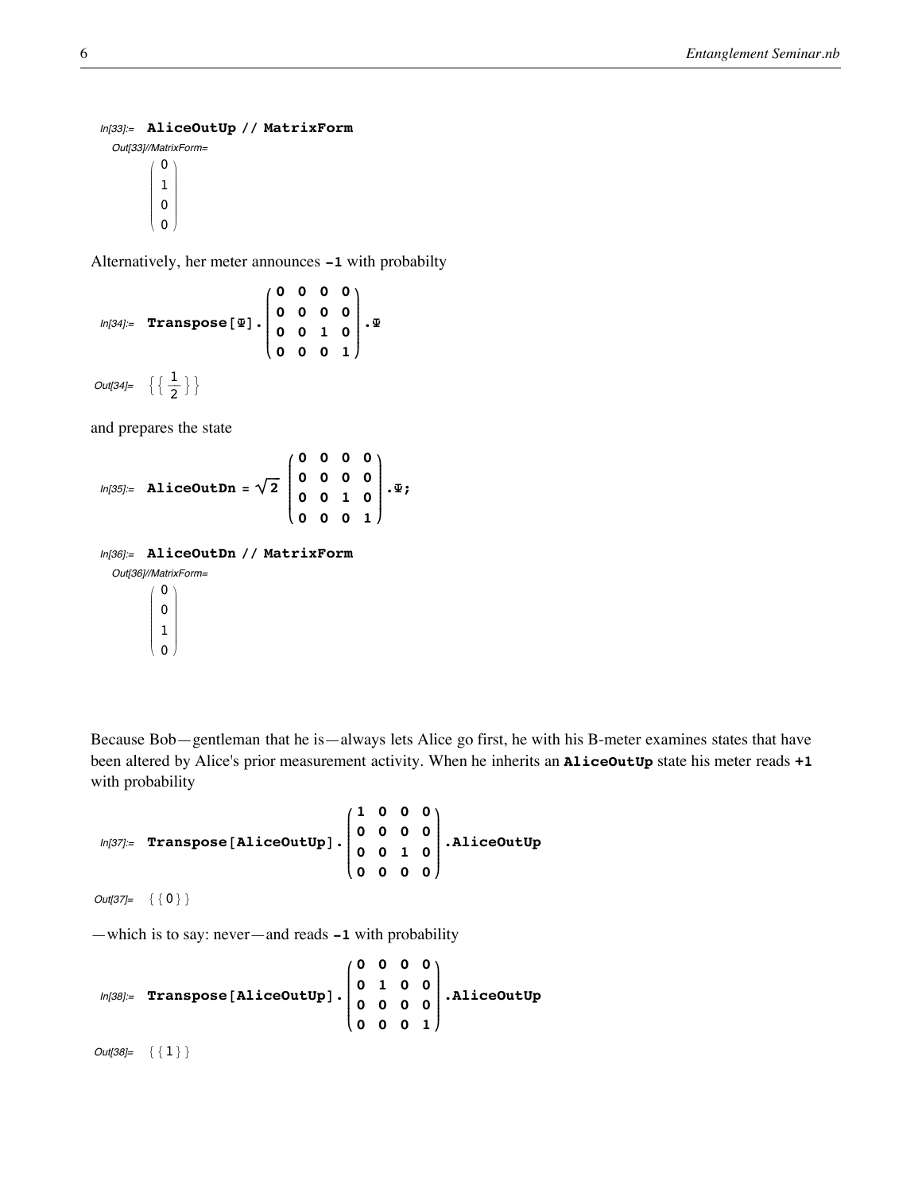In[33]:= **AliceOutUp // MatrixForm**

Out[33]//MatrixForm=

$$\begin{pmatrix} 0 \\ 1 \\ 0 \\ 0 \end{pmatrix}$$

Alternatively, her meter announces **-1** with probabilty

In[34]:= $$\textbf{Transpose}[\Psi].\begin{pmatrix} 0 & 0 & 0 & 0 \\ 0 & 0 & 0 & 0 \\ 0 & 0 & 1 & 0 \\ 0 & 0 & 0 & 1 \end{pmatrix}.\Psi$$

Out[34]= $\left\{\left\{\frac{1}{2}\right\}\right\}$

and prepares the state

In[35]:= $$\textbf{AliceOutDn} = \sqrt{2}\begin{pmatrix} 0 & 0 & 0 & 0 \\ 0 & 0 & 0 & 0 \\ 0 & 0 & 1 & 0 \\ 0 & 0 & 0 & 1 \end{pmatrix}.\Psi;$$

In[36]:= **AliceOutDn // MatrixForm**

Out[36]//MatrixForm=

$$\begin{pmatrix} 0 \\ 0 \\ 1 \\ 0 \end{pmatrix}$$

Because Bob—gentleman that he is—always lets Alice go first, he with his B-meter examines states that have been altered by Alice's prior measurement activity. When he inherits an **AliceOutUp** state his meter reads **+1** with probability

In[37]:= $$\textbf{Transpose}[\textbf{AliceOutUp}].\begin{pmatrix} 1 & 0 & 0 & 0 \\ 0 & 0 & 0 & 0 \\ 0 & 0 & 1 & 0 \\ 0 & 0 & 0 & 0 \end{pmatrix}.\textbf{AliceOutUp}$$

Out[37]= {{0}}

—which is to say: never—and reads **-1** with probability

In[38]:= $$\textbf{Transpose}[\textbf{AliceOutUp}].\begin{pmatrix} 0 & 0 & 0 & 0 \\ 0 & 1 & 0 & 0 \\ 0 & 0 & 0 & 0 \\ 0 & 0 & 0 & 1 \end{pmatrix}.\textbf{AliceOutUp}$$

Out[38]= {{1}}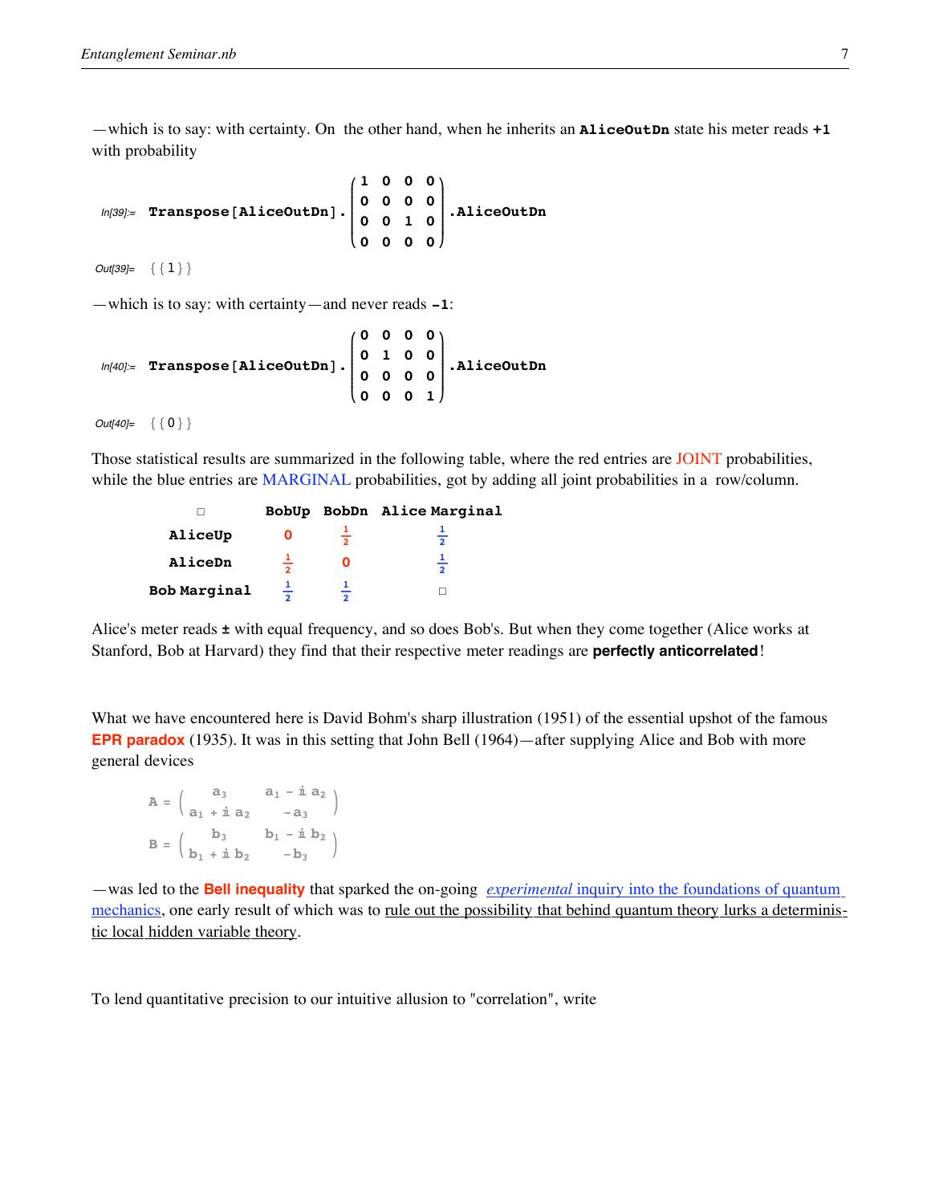—which is to say: with certainty. On the other hand, when he inherits an **AliceOutDn** state his meter reads **+1** with probability

```
In[39]:= Transpose[AliceOutDn].
```
$$\begin{pmatrix} 1 & 0 & 0 & 0 \\ 0 & 0 & 0 & 0 \\ 0 & 0 & 1 & 0 \\ 0 & 0 & 0 & 0 \end{pmatrix}$$
```
.AliceOutDn

Out[39]= {{1}}
```

—which is to say: with certainty—and never reads **-1**:

```
In[40]:= Transpose[AliceOutDn].
```
$$\begin{pmatrix} 0 & 0 & 0 & 0 \\ 0 & 1 & 0 & 0 \\ 0 & 0 & 0 & 0 \\ 0 & 0 & 0 & 1 \end{pmatrix}$$
```
.AliceOutDn

Out[40]= {{0}}
```

Those statistical results are summarized in the following table, where the red entries are JOINT probabilities, while the blue entries are MARGINAL probabilities, got by adding all joint probabilities in a row/column.

| □ | BobUp | BobDn | Alice Marginal |
|---|---|---|---|
| AliceUp | 0 | $\frac{1}{2}$ | $\frac{1}{2}$ |
| AliceDn | $\frac{1}{2}$ | 0 | $\frac{1}{2}$ |
| Bob Marginal | $\frac{1}{2}$ | $\frac{1}{2}$ | □ |

Alice's meter reads **±** with equal frequency, and so does Bob's. But when they come together (Alice works at Stanford, Bob at Harvard) they find that their respective meter readings are **perfectly anticorrelated**!

What we have encountered here is David Bohm's sharp illustration (1951) of the essential upshot of the famous **EPR paradox** (1935). It was in this setting that John Bell (1964)—after supplying Alice and Bob with more general devices

$$\mathbf{A} = \begin{pmatrix} a_3 & a_1 - i\,a_2 \\ a_1 + i\,a_2 & -a_3 \end{pmatrix}$$

$$\mathbf{B} = \begin{pmatrix} b_3 & b_1 - i\,b_2 \\ b_1 + i\,b_2 & -b_3 \end{pmatrix}$$

—was led to the **Bell inequality** that sparked the on-going *experimental* inquiry into the foundations of quantum mechanics, one early result of which was to rule out the possibility that behind quantum theory lurks a deterministic local hidden variable theory.

To lend quantitative precision to our intuitive allusion to "correlation", write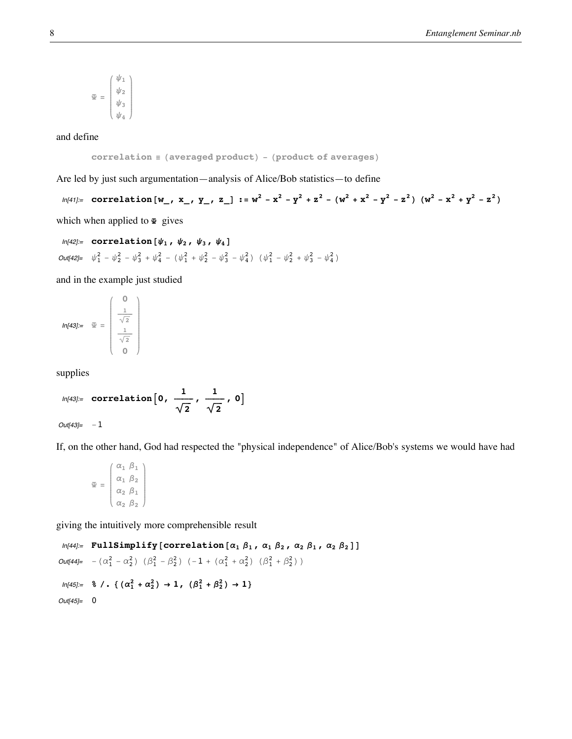$$\Psi = \begin{pmatrix} \psi_1 \\ \psi_2 \\ \psi_3 \\ \psi_4 \end{pmatrix}$$

and define

$$\textbf{correlation} \equiv \textbf{(averaged product) - (product of averages)}$$

Are led by just such argumentation—analysis of Alice/Bob statistics—to define

In[41]:= 
```
correlation[w_, x_, y_, z_] := w^2 - x^2 - y^2 + z^2 - (w^2 + x^2 - y^2 - z^2) (w^2 - x^2 + y^2 - z^2)
```

which when applied to $\Psi$ gives

In[42]:= 
```
correlation[ψ1, ψ2, ψ3, ψ4]
```

Out[42]= $\psi_1^2 - \psi_2^2 - \psi_3^2 + \psi_4^2 - (\psi_1^2 + \psi_2^2 - \psi_3^2 - \psi_4^2)\,(\psi_1^2 - \psi_2^2 + \psi_3^2 - \psi_4^2)$

and in the example just studied

In[43]:= $\Psi = \begin{pmatrix} 0 \\ \frac{1}{\sqrt{2}} \\ \frac{1}{\sqrt{2}} \\ 0 \end{pmatrix}$

supplies

In[43]:= $\textbf{correlation}\left[0, \frac{1}{\sqrt{2}}, \frac{1}{\sqrt{2}}, 0\right]$

Out[43]= $-1$

If, on the other hand, God had respected the "physical independence" of Alice/Bob's systems we would have had

$$\Psi = \begin{pmatrix} \alpha_1\ \beta_1 \\ \alpha_1\ \beta_2 \\ \alpha_2\ \beta_1 \\ \alpha_2\ \beta_2 \end{pmatrix}$$

giving the intuitively more comprehensible result

In[44]:= 
```
FullSimplify[correlation[α1 β1, α1 β2, α2 β1, α2 β2]]
```

Out[44]= $-(\alpha_1^2 - \alpha_2^2)\,(\beta_1^2 - \beta_2^2)\,(-1 + (\alpha_1^2 + \alpha_2^2)\,(\beta_1^2 + \beta_2^2))$

In[45]:= 
```
% /. {(α1^2 + α2^2) → 1, (β1^2 + β2^2) → 1}
```

Out[45]= $0$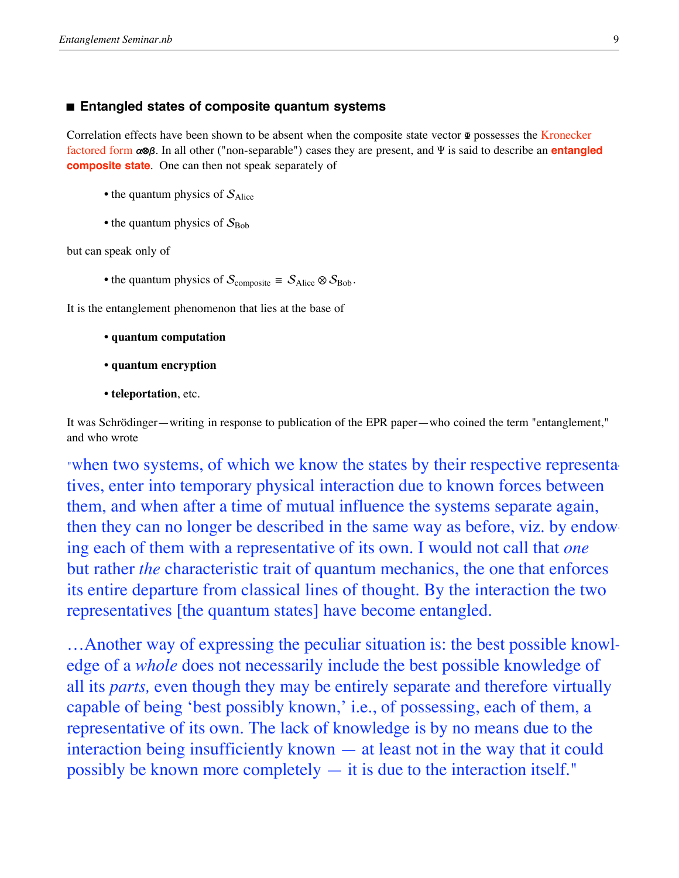### Entangled states of composite quantum systems

Correlation effects have been shown to be absent when the composite state vector $\Psi$ possesses the Kronecker factored form $\alpha\otimes\beta$. In all other ("non-separable") cases they are present, and $\Psi$ is said to describe an **entangled composite state**. One can then not speak separately of

- the quantum physics of $\mathcal{S}_{\text{Alice}}$
- the quantum physics of $\mathcal{S}_{\text{Bob}}$

but can speak only of

- the quantum physics of $\mathcal{S}_{\text{composite}} \equiv \mathcal{S}_{\text{Alice}} \otimes \mathcal{S}_{\text{Bob}}$.

It is the entanglement phenomenon that lies at the base of

- **quantum computation**
- **quantum encryption**
- **teleportation**, etc.

It was Schrödinger—writing in response to publication of the EPR paper—who coined the term "entanglement," and who wrote

"when two systems, of which we know the states by their respective representatives, enter into temporary physical interaction due to known forces between them, and when after a time of mutual influence the systems separate again, then they can no longer be described in the same way as before, viz. by endowing each of them with a representative of its own. I would not call that *one* but rather *the* characteristic trait of quantum mechanics, the one that enforces its entire departure from classical lines of thought. By the interaction the two representatives [the quantum states] have become entangled.

…Another way of expressing the peculiar situation is: the best possible knowledge of a *whole* does not necessarily include the best possible knowledge of all its *parts,* even though they may be entirely separate and therefore virtually capable of being 'best possibly known,' i.e., of possessing, each of them, a representative of its own. The lack of knowledge is by no means due to the interaction being insufficiently known — at least not in the way that it could possibly be known more completely — it is due to the interaction itself."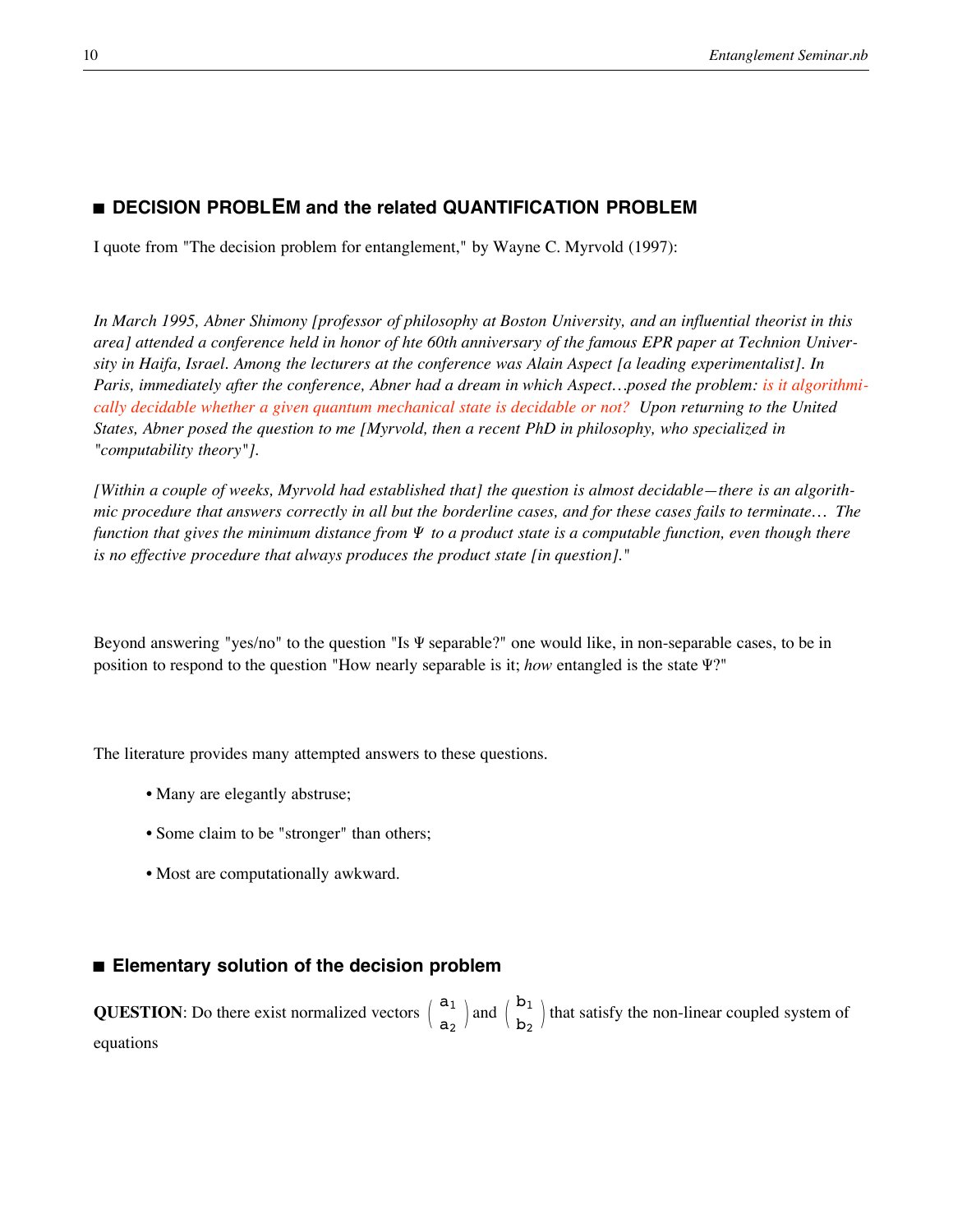## ■ DECISION PROBLEM and the related QUANTIFICATION PROBLEM

I quote from "The decision problem for entanglement," by Wayne C. Myrvold (1997):

*In March 1995, Abner Shimony [professor of philosophy at Boston University, and an influential theorist in this area] attended a conference held in honor of hte 60th anniversary of the famous EPR paper at Technion University in Haifa, Israel. Among the lecturers at the conference was Alain Aspect [a leading experimentalist]. In Paris, immediately after the conference, Abner had a dream in which Aspect…posed the problem: is it algorithmically decidable whether a given quantum mechanical state is decidable or not? Upon returning to the United States, Abner posed the question to me [Myrvold, then a recent PhD in philosophy, who specialized in "computability theory"].*

*[Within a couple of weeks, Myrvold had established that] the question is almost decidable—there is an algorithmic procedure that answers correctly in all but the borderline cases, and for these cases fails to terminate… The function that gives the minimum distance from Ψ to a product state is a computable function, even though there is no effective procedure that always produces the product state [in question]."*

Beyond answering "yes/no" to the question "Is Ψ separable?" one would like, in non-separable cases, to be in position to respond to the question "How nearly separable is it; *how* entangled is the state Ψ?"

The literature provides many attempted answers to these questions.

- Many are elegantly abstruse;
- Some claim to be "stronger" than others;
- Most are computationally awkward.

## ■ Elementary solution of the decision problem

**QUESTION**: Do there exist normalized vectors $\begin{pmatrix} a_1 \\ a_2 \end{pmatrix}$ and $\begin{pmatrix} b_1 \\ b_2 \end{pmatrix}$ that satisfy the non-linear coupled system of equations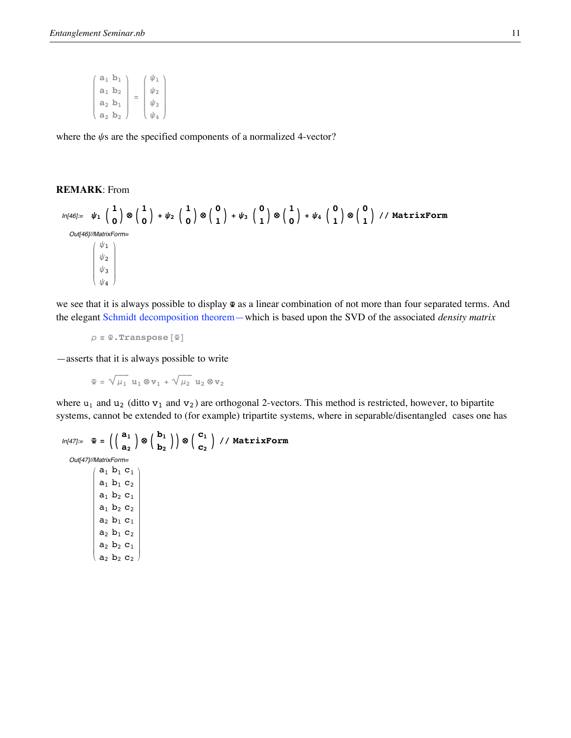$$\begin{pmatrix} a_1\, b_1 \\ a_1\, b_2 \\ a_2\, b_1 \\ a_2\, b_2 \end{pmatrix} = \begin{pmatrix} \psi_1 \\ \psi_2 \\ \psi_3 \\ \psi_4 \end{pmatrix}$$

where the $\psi$s are the specified components of a normalized 4-vector?

**REMARK**: From

In[46]:=

$$\psi_1 \begin{pmatrix} 1 \\ 0 \end{pmatrix} \otimes \begin{pmatrix} 1 \\ 0 \end{pmatrix} + \psi_2 \begin{pmatrix} 1 \\ 0 \end{pmatrix} \otimes \begin{pmatrix} 0 \\ 1 \end{pmatrix} + \psi_3 \begin{pmatrix} 0 \\ 1 \end{pmatrix} \otimes \begin{pmatrix} 1 \\ 0 \end{pmatrix} + \psi_4 \begin{pmatrix} 0 \\ 1 \end{pmatrix} \otimes \begin{pmatrix} 0 \\ 1 \end{pmatrix} \text{ // MatrixForm}$$

Out[46]//MatrixForm=

$$\begin{pmatrix} \psi_1 \\ \psi_2 \\ \psi_3 \\ \psi_4 \end{pmatrix}$$

we see that it is always possible to display $\Psi$ as a linear combination of not more than four separated terms. And the elegant Schmidt decomposition theorem—which is based upon the SVD of the associated *density matrix*

$$\rho \equiv \Psi.\text{Transpose}[\Psi]$$

—asserts that it is always possible to write

$$\Psi = \sqrt{\mu_1}\; \mathbf{u}_1 \otimes \mathbf{v}_1 + \sqrt{\mu_2}\; \mathbf{u}_2 \otimes \mathbf{v}_2$$

where $\mathbf{u}_1$ and $\mathbf{u}_2$ (ditto $\mathbf{v}_1$ and $\mathbf{v}_2$) are orthogonal 2-vectors. This method is restricted, however, to bipartite systems, cannot be extended to (for example) tripartite systems, where in separable/disentangled cases one has

In[47]:=

$$\Psi = \left( \begin{pmatrix} a_1 \\ a_2 \end{pmatrix} \otimes \begin{pmatrix} b_1 \\ b_2 \end{pmatrix} \right) \otimes \begin{pmatrix} c_1 \\ c_2 \end{pmatrix} \text{ // MatrixForm}$$

Out[47]//MatrixForm=

$$\begin{pmatrix} a_1\, b_1\, c_1 \\ a_1\, b_1\, c_2 \\ a_1\, b_2\, c_1 \\ a_1\, b_2\, c_2 \\ a_2\, b_1\, c_1 \\ a_2\, b_1\, c_2 \\ a_2\, b_2\, c_1 \\ a_2\, b_2\, c_2 \end{pmatrix}$$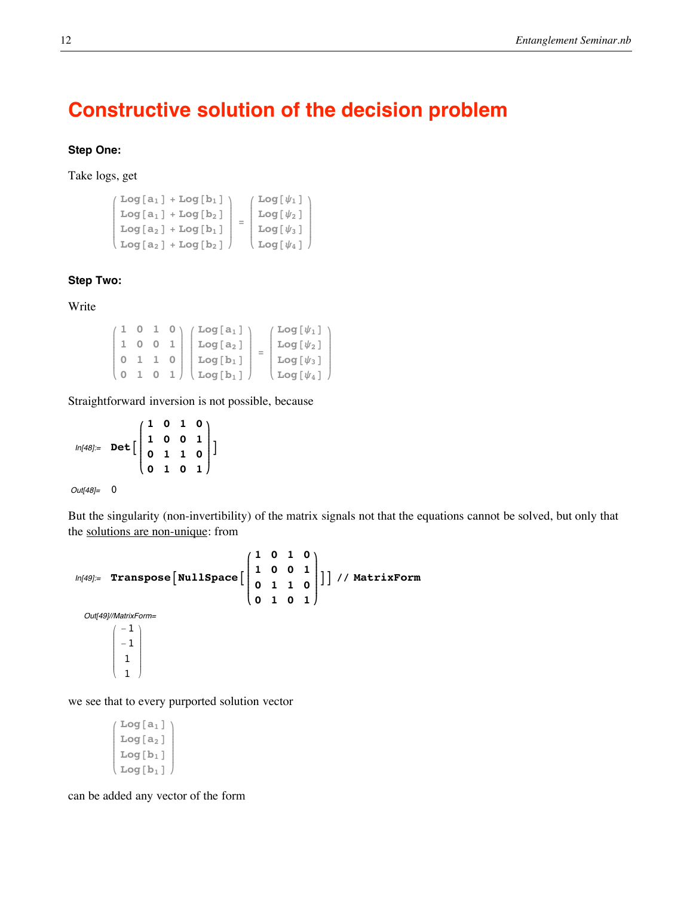# Constructive solution of the decision problem

**Step One:**

Take logs, get

$$\begin{pmatrix} \text{Log}[a_1] + \text{Log}[b_1] \\ \text{Log}[a_1] + \text{Log}[b_2] \\ \text{Log}[a_2] + \text{Log}[b_1] \\ \text{Log}[a_2] + \text{Log}[b_2] \end{pmatrix} = \begin{pmatrix} \text{Log}[\psi_1] \\ \text{Log}[\psi_2] \\ \text{Log}[\psi_3] \\ \text{Log}[\psi_4] \end{pmatrix}$$

**Step Two:**

Write

$$\begin{pmatrix} 1 & 0 & 1 & 0 \\ 1 & 0 & 0 & 1 \\ 0 & 1 & 1 & 0 \\ 0 & 1 & 0 & 1 \end{pmatrix} \begin{pmatrix} \text{Log}[a_1] \\ \text{Log}[a_2] \\ \text{Log}[b_1] \\ \text{Log}[b_1] \end{pmatrix} = \begin{pmatrix} \text{Log}[\psi_1] \\ \text{Log}[\psi_2] \\ \text{Log}[\psi_3] \\ \text{Log}[\psi_4] \end{pmatrix}$$

Straightforward inversion is not possible, because

In[48]:=

```
Det[{{1, 0, 1, 0}, {1, 0, 0, 1}, {0, 1, 1, 0}, {0, 1, 0, 1}}]
```

Out[48]= 0

But the singularity (non-invertibility) of the matrix signals not that the equations cannot be solved, but only that the solutions are non-unique: from

In[49]:=

```
Transpose[NullSpace[{{1, 0, 1, 0}, {1, 0, 0, 1}, {0, 1, 1, 0}, {0, 1, 0, 1}}]] // MatrixForm
```

Out[49]//MatrixForm=

$$\begin{pmatrix} -1 \\ -1 \\ 1 \\ 1 \end{pmatrix}$$

we see that to every purported solution vector

$$\begin{pmatrix} \text{Log}[a_1] \\ \text{Log}[a_2] \\ \text{Log}[b_1] \\ \text{Log}[b_1] \end{pmatrix}$$

can be added any vector of the form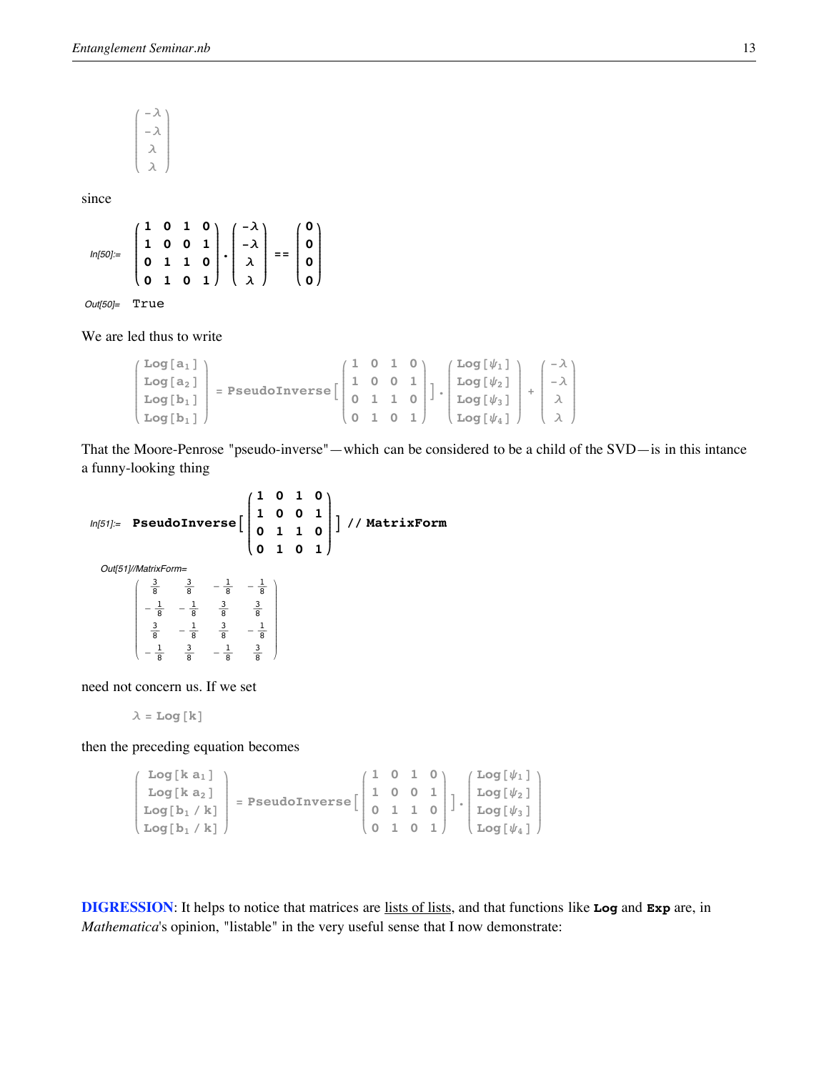$$\begin{pmatrix} -\lambda \\ -\lambda \\ \lambda \\ \lambda \end{pmatrix}$$

since

*In[50]:=*

$$\begin{pmatrix} 1 & 0 & 1 & 0 \\ 1 & 0 & 0 & 1 \\ 0 & 1 & 1 & 0 \\ 0 & 1 & 0 & 1 \end{pmatrix} . \begin{pmatrix} -\lambda \\ -\lambda \\ \lambda \\ \lambda \end{pmatrix} == \begin{pmatrix} 0 \\ 0 \\ 0 \\ 0 \end{pmatrix}$$

*Out[50]=* True

We are led thus to write

$$\begin{pmatrix} \text{Log}[a_1] \\ \text{Log}[a_2] \\ \text{Log}[b_1] \\ \text{Log}[b_1] \end{pmatrix} = \text{PseudoInverse}\left[\begin{pmatrix} 1 & 0 & 1 & 0 \\ 1 & 0 & 0 & 1 \\ 0 & 1 & 1 & 0 \\ 0 & 1 & 0 & 1 \end{pmatrix}\right] . \begin{pmatrix} \text{Log}[\psi_1] \\ \text{Log}[\psi_2] \\ \text{Log}[\psi_3] \\ \text{Log}[\psi_4] \end{pmatrix} + \begin{pmatrix} -\lambda \\ -\lambda \\ \lambda \\ \lambda \end{pmatrix}$$

That the Moore-Penrose "pseudo-inverse"—which can be considered to be a child of the SVD—is in this intance a funny-looking thing

*In[51]:=*

$$\text{PseudoInverse}\left[\begin{pmatrix} 1 & 0 & 1 & 0 \\ 1 & 0 & 0 & 1 \\ 0 & 1 & 1 & 0 \\ 0 & 1 & 0 & 1 \end{pmatrix}\right] \text{ // MatrixForm}$$

*Out[51]//MatrixForm=*

$$\begin{pmatrix} \frac{3}{8} & \frac{3}{8} & -\frac{1}{8} & -\frac{1}{8} \\ -\frac{1}{8} & -\frac{1}{8} & \frac{3}{8} & \frac{3}{8} \\ \frac{3}{8} & -\frac{1}{8} & \frac{3}{8} & -\frac{1}{8} \\ -\frac{1}{8} & \frac{3}{8} & -\frac{1}{8} & \frac{3}{8} \end{pmatrix}$$

need not concern us. If we set

$$\lambda = \text{Log}[k]$$

then the preceding equation becomes

$$\begin{pmatrix} \text{Log}[k\,a_1] \\ \text{Log}[k\,a_2] \\ \text{Log}[b_1 / k] \\ \text{Log}[b_1 / k] \end{pmatrix} = \text{PseudoInverse}\left[\begin{pmatrix} 1 & 0 & 1 & 0 \\ 1 & 0 & 0 & 1 \\ 0 & 1 & 1 & 0 \\ 0 & 1 & 0 & 1 \end{pmatrix}\right] . \begin{pmatrix} \text{Log}[\psi_1] \\ \text{Log}[\psi_2] \\ \text{Log}[\psi_3] \\ \text{Log}[\psi_4] \end{pmatrix}$$

**DIGRESSION**: It helps to notice that matrices are lists of lists, and that functions like **Log** and **Exp** are, in *Mathematica*'s opinion, "listable" in the very useful sense that I now demonstrate: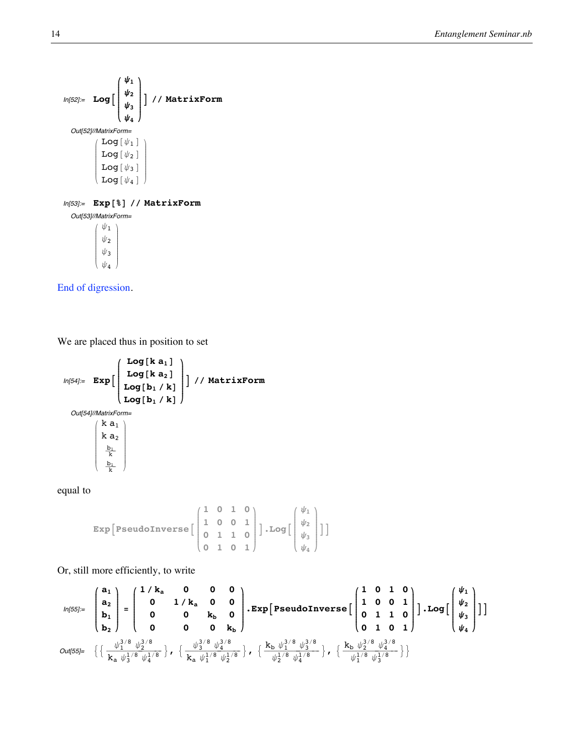In[52]:= 
```
Log[(ψ1, ψ2, ψ3, ψ4)] // MatrixForm
```

Out[52]//MatrixForm=

$$\begin{pmatrix} \text{Log}[\psi_1] \\ \text{Log}[\psi_2] \\ \text{Log}[\psi_3] \\ \text{Log}[\psi_4] \end{pmatrix}$$

In[53]:= 
```
Exp[%] // MatrixForm
```

Out[53]//MatrixForm=

$$\begin{pmatrix} \psi_1 \\ \psi_2 \\ \psi_3 \\ \psi_4 \end{pmatrix}$$

End of digression.

We are placed thus in position to set

In[54]:= 
```
Exp[(Log[k a1], Log[k a2], Log[b1/k], Log[b1/k])] // MatrixForm
```

Out[54]//MatrixForm=

$$\begin{pmatrix} k\, a_1 \\ k\, a_2 \\ \frac{b_1}{k} \\ \frac{b_1}{k} \end{pmatrix}$$

equal to

$$\text{Exp}\left[\text{PseudoInverse}\left[\begin{pmatrix} 1 & 0 & 1 & 0 \\ 1 & 0 & 0 & 1 \\ 0 & 1 & 1 & 0 \\ 0 & 1 & 0 & 1 \end{pmatrix}\right].\text{Log}\left[\begin{pmatrix} \psi_1 \\ \psi_2 \\ \psi_3 \\ \psi_4 \end{pmatrix}\right]\right]$$

Or, still more efficiently, to write

In[55]:= 

$$\begin{pmatrix} a_1 \\ a_2 \\ b_1 \\ b_2 \end{pmatrix} = \begin{pmatrix} 1/k_a & 0 & 0 & 0 \\ 0 & 1/k_a & 0 & 0 \\ 0 & 0 & k_b & 0 \\ 0 & 0 & 0 & k_b \end{pmatrix}.\text{Exp}\left[\text{PseudoInverse}\left[\begin{pmatrix} 1 & 0 & 1 & 0 \\ 1 & 0 & 0 & 1 \\ 0 & 1 & 1 & 0 \\ 0 & 1 & 0 & 1 \end{pmatrix}\right].\text{Log}\left[\begin{pmatrix} \psi_1 \\ \psi_2 \\ \psi_3 \\ \psi_4 \end{pmatrix}\right]\right]$$

Out[55]= 

$$\left\{\left\{\frac{\psi_1^{3/8}\,\psi_2^{3/8}}{k_a\,\psi_3^{1/8}\,\psi_4^{1/8}}\right\}, \left\{\frac{\psi_3^{3/8}\,\psi_4^{3/8}}{k_a\,\psi_1^{1/8}\,\psi_2^{1/8}}\right\}, \left\{\frac{k_b\,\psi_1^{3/8}\,\psi_3^{3/8}}{\psi_2^{1/8}\,\psi_4^{1/8}}\right\}, \left\{\frac{k_b\,\psi_2^{3/8}\,\psi_4^{3/8}}{\psi_1^{1/8}\,\psi_3^{1/8}}\right\}\right\}$$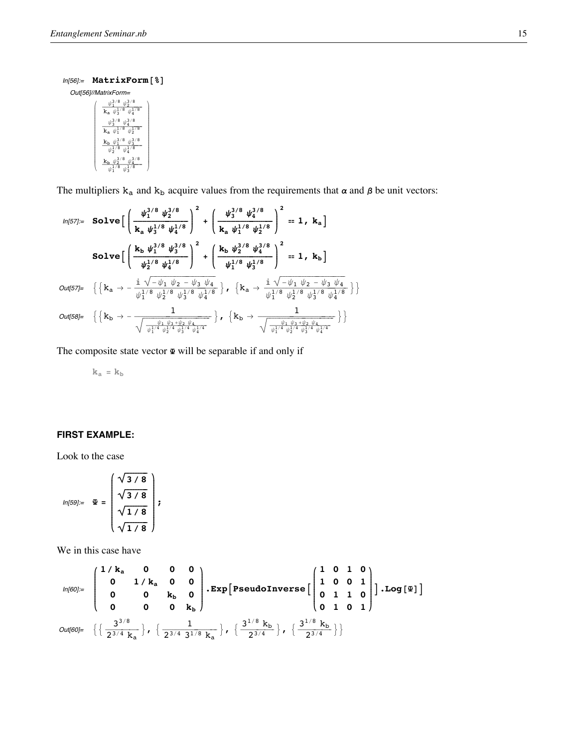In[56]:= `MatrixForm[%]`

Out[56]//MatrixForm=

$$\begin{pmatrix} \frac{\psi_1^{3/8}\ \psi_2^{3/8}}{k_a\ \psi_3^{1/8}\ \psi_4^{1/8}} \\ \frac{\psi_3^{3/8}\ \psi_4^{3/8}}{k_a\ \psi_1^{1/8}\ \psi_2^{1/8}} \\ \frac{k_b\ \psi_1^{3/8}\ \psi_3^{3/8}}{\psi_2^{1/8}\ \psi_4^{1/8}} \\ \frac{k_b\ \psi_2^{3/8}\ \psi_4^{3/8}}{\psi_1^{1/8}\ \psi_3^{1/8}} \end{pmatrix}$$

The multipliers $k_a$ and $k_b$ acquire values from the requirements that $\alpha$ and $\beta$ be unit vectors:

In[57]:=

$$\text{Solve}\left[\left(\frac{\psi_1^{3/8}\ \psi_2^{3/8}}{k_a\ \psi_3^{1/8}\ \psi_4^{1/8}}\right)^2 + \left(\frac{\psi_3^{3/8}\ \psi_4^{3/8}}{k_a\ \psi_1^{1/8}\ \psi_2^{1/8}}\right)^2 == 1,\ k_a\right]$$

$$\text{Solve}\left[\left(\frac{k_b\ \psi_1^{3/8}\ \psi_3^{3/8}}{\psi_2^{1/8}\ \psi_4^{1/8}}\right)^2 + \left(\frac{k_b\ \psi_2^{3/8}\ \psi_4^{3/8}}{\psi_1^{1/8}\ \psi_3^{1/8}}\right)^2 == 1,\ k_b\right]$$

Out[57]=

$$\left\{\left\{k_a \to -\frac{i\sqrt{-\psi_1\ \psi_2 - \psi_3\ \psi_4}}{\psi_1^{1/8}\ \psi_2^{1/8}\ \psi_3^{1/8}\ \psi_4^{1/8}}\right\},\ \left\{k_a \to \frac{i\sqrt{-\psi_1\ \psi_2 - \psi_3\ \psi_4}}{\psi_1^{1/8}\ \psi_2^{1/8}\ \psi_3^{1/8}\ \psi_4^{1/8}}\right\}\right\}$$

Out[58]=

$$\left\{\left\{k_b \to -\frac{1}{\sqrt{\frac{\psi_1\ \psi_3 + \psi_2\ \psi_4}{\psi_1^{1/4}\ \psi_2^{1/4}\ \psi_3^{1/4}\ \psi_4^{1/4}}}}\right\},\ \left\{k_b \to \frac{1}{\sqrt{\frac{\psi_1\ \psi_3 + \psi_2\ \psi_4}{\psi_1^{1/4}\ \psi_2^{1/4}\ \psi_3^{1/4}\ \psi_4^{1/4}}}}\right\}\right\}$$

The composite state vector $\Psi$ will be separable if and only if

$$k_a = k_b$$

**FIRST EXAMPLE:**

Look to the case

In[59]:=

$$\Psi = \begin{pmatrix} \sqrt{3/8} \\ \sqrt{3/8} \\ \sqrt{1/8} \\ \sqrt{1/8} \end{pmatrix};$$

We in this case have

In[60]:=

$$\begin{pmatrix} 1/k_a & 0 & 0 & 0 \\ 0 & 1/k_a & 0 & 0 \\ 0 & 0 & k_b & 0 \\ 0 & 0 & 0 & k_b \end{pmatrix}.\text{Exp}\left[\text{PseudoInverse}\left[\begin{pmatrix} 1 & 0 & 1 & 0 \\ 1 & 0 & 0 & 1 \\ 0 & 1 & 1 & 0 \\ 0 & 1 & 0 & 1 \end{pmatrix}\right].\text{Log}[\Psi]\right]$$

Out[60]=

$$\left\{\left\{\frac{3^{3/8}}{2^{3/4}\ k_a}\right\},\ \left\{\frac{1}{2^{3/4}\ 3^{1/8}\ k_a}\right\},\ \left\{\frac{3^{1/8}\ k_b}{2^{3/4}}\right\},\ \left\{\frac{3^{1/8}\ k_b}{2^{3/4}}\right\}\right\}$$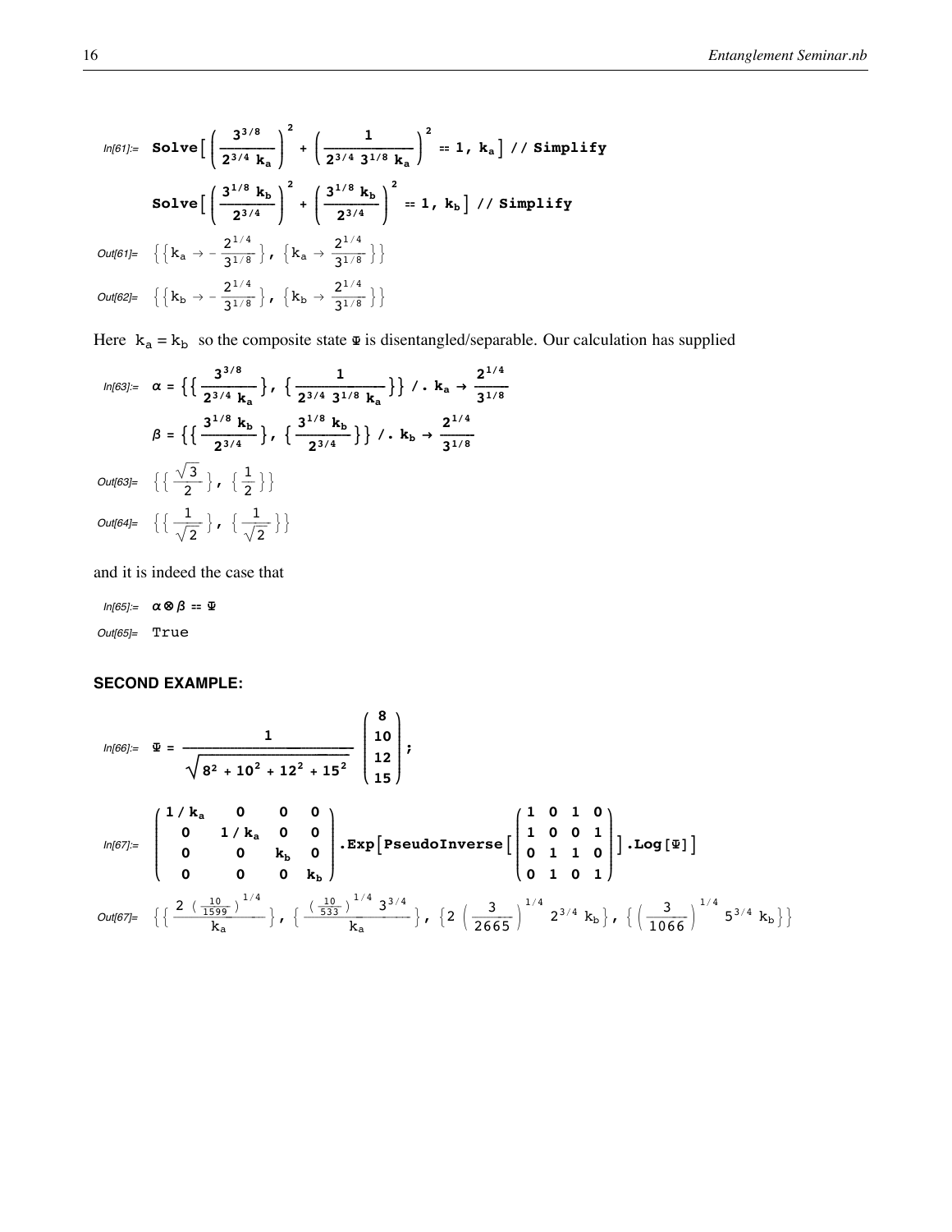In[61]:= $\texttt{Solve}\left[\left(\frac{3^{3/8}}{2^{3/4}\,k_a}\right)^2 + \left(\frac{1}{2^{3/4}\,3^{1/8}\,k_a}\right)^2 == 1,\ k_a\right]$ // Simplify

$\texttt{Solve}\left[\left(\frac{3^{1/8}\,k_b}{2^{3/4}}\right)^2 + \left(\frac{3^{1/8}\,k_b}{2^{3/4}}\right)^2 == 1,\ k_b\right]$ // Simplify

Out[61]= $\left\{\left\{k_a \to -\frac{2^{1/4}}{3^{1/8}}\right\}, \left\{k_a \to \frac{2^{1/4}}{3^{1/8}}\right\}\right\}$

Out[62]= $\left\{\left\{k_b \to -\frac{2^{1/4}}{3^{1/8}}\right\}, \left\{k_b \to \frac{2^{1/4}}{3^{1/8}}\right\}\right\}$

Here $k_a = k_b$ so the composite state $\Psi$ is disentangled/separable. Our calculation has supplied

In[63]:= $\alpha = \left\{\left\{\frac{3^{3/8}}{2^{3/4}\,k_a}\right\}, \left\{\frac{1}{2^{3/4}\,3^{1/8}\,k_a}\right\}\right\}$ /. $k_a \to \frac{2^{1/4}}{3^{1/8}}$

$\beta = \left\{\left\{\frac{3^{1/8}\,k_b}{2^{3/4}}\right\}, \left\{\frac{3^{1/8}\,k_b}{2^{3/4}}\right\}\right\}$ /. $k_b \to \frac{2^{1/4}}{3^{1/8}}$

Out[63]= $\left\{\left\{\frac{\sqrt{3}}{2}\right\}, \left\{\frac{1}{2}\right\}\right\}$

Out[64]= $\left\{\left\{\frac{1}{\sqrt{2}}\right\}, \left\{\frac{1}{\sqrt{2}}\right\}\right\}$

and it is indeed the case that

In[65]:= $\alpha \otimes \beta == \Psi$

Out[65]= True

**SECOND EXAMPLE:**

In[66]:= $\Psi = \frac{1}{\sqrt{8^2 + 10^2 + 12^2 + 15^2}} \begin{pmatrix} 8 \\ 10 \\ 12 \\ 15 \end{pmatrix};$

In[67]:= $\begin{pmatrix} 1/k_a & 0 & 0 & 0 \\ 0 & 1/k_a & 0 & 0 \\ 0 & 0 & k_b & 0 \\ 0 & 0 & 0 & k_b \end{pmatrix}$.Exp[PseudoInverse[$\begin{pmatrix} 1 & 0 & 1 & 0 \\ 1 & 0 & 0 & 1 \\ 0 & 1 & 1 & 0 \\ 0 & 1 & 0 & 1 \end{pmatrix}$].Log[$\Psi$]]

Out[67]= $\left\{\left\{\frac{2\left(\frac{10}{1599}\right)^{1/4}}{k_a}\right\}, \left\{\frac{\left(\frac{10}{533}\right)^{1/4} 3^{3/4}}{k_a}\right\}, \left\{2\left(\frac{3}{2665}\right)^{1/4} 2^{3/4}\,k_b\right\}, \left\{\left(\frac{3}{1066}\right)^{1/4} 5^{3/4}\,k_b\right\}\right\}$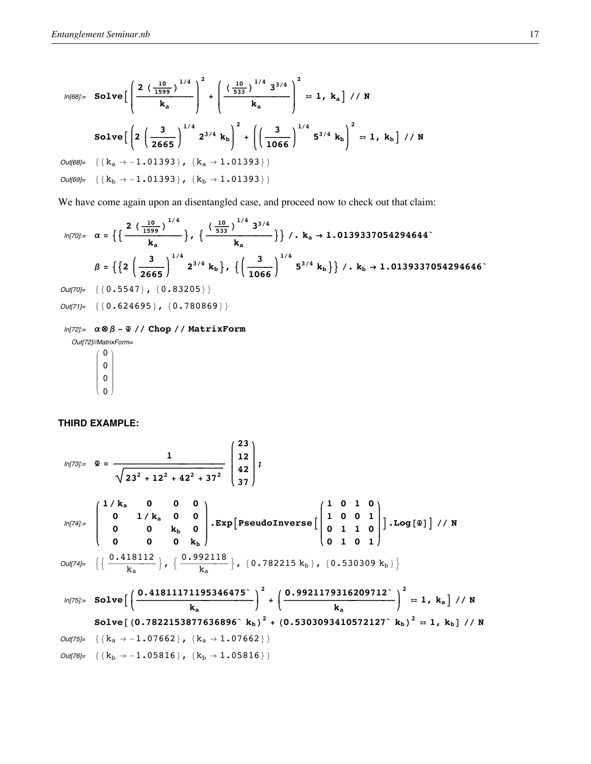In[68]:= $$\text{Solve}\left[\left(\frac{2\,\left(\frac{10}{1599}\right)^{1/4}}{k_a}\right)^2+\left(\frac{\left(\frac{10}{533}\right)^{1/4}\,3^{3/4}}{k_a}\right)^2 == 1,\,k_a\right]\;//\;N$$

$$\text{Solve}\left[\left(2\,\left(\frac{3}{2665}\right)^{1/4}\,2^{3/4}\,k_b\right)^2+\left(\left(\frac{3}{1066}\right)^{1/4}\,5^{3/4}\,k_b\right)^2 == 1,\,k_b\right]\;//\;N$$

Out[68]= $\{\{k_a \to -1.01393\},\,\{k_a \to 1.01393\}\}$

Out[69]= $\{\{k_b \to -1.01393\},\,\{k_b \to 1.01393\}\}$

We have come again upon an disentangled case, and proceed now to check out that claim:

In[70]:= $$\alpha = \left\{\left\{\frac{2\,\left(\frac{10}{1599}\right)^{1/4}}{k_a}\right\},\,\left\{\frac{\left(\frac{10}{533}\right)^{1/4}\,3^{3/4}}{k_a}\right\}\right\}\;/.\;k_a \to 1.0139337054294644\text{`}$$

$$\beta = \left\{\left\{2\,\left(\frac{3}{2665}\right)^{1/4}\,2^{3/4}\,k_b\right\},\,\left\{\left(\frac{3}{1066}\right)^{1/4}\,5^{3/4}\,k_b\right\}\right\}\;/.\;k_b \to 1.0139337054294646\text{`}$$

Out[70]= $\{\{0.5547\},\,\{0.83205\}\}$

Out[71]= $\{\{0.624695\},\,\{0.780869\}\}$

In[72]:= $\alpha \otimes \beta - \Psi$ // Chop // MatrixForm

Out[72]//MatrixForm=

$$\begin{pmatrix} 0 \\ 0 \\ 0 \\ 0 \end{pmatrix}$$

**THIRD EXAMPLE:**

In[73]:= $$\Psi = \frac{1}{\sqrt{23^2+12^2+42^2+37^2}}\begin{pmatrix} 23 \\ 12 \\ 42 \\ 37 \end{pmatrix};$$

In[74]:= $$\begin{pmatrix} 1/k_a & 0 & 0 & 0 \\ 0 & 1/k_a & 0 & 0 \\ 0 & 0 & k_b & 0 \\ 0 & 0 & 0 & k_b \end{pmatrix}.\text{Exp}\left[\text{PseudoInverse}\left[\begin{pmatrix} 1 & 0 & 1 & 0 \\ 1 & 0 & 0 & 1 \\ 0 & 1 & 1 & 0 \\ 0 & 1 & 0 & 1 \end{pmatrix}\right].\text{Log}[\Psi]\right]\;//\;N$$

Out[74]= $$\left\{\left\{\frac{0.418112}{k_a}\right\},\,\left\{\frac{0.992118}{k_a}\right\},\,\{0.782215\,k_b\},\,\{0.530309\,k_b\}\right\}$$

In[75]:= $$\text{Solve}\left[\left(\frac{0.41811171195346475\text{`}}{k_a}\right)^2+\left(\frac{0.9921179316209712\text{`}}{k_a}\right)^2 == 1,\,k_a\right]\;//\;N$$

$$\text{Solve}\left[(0.7822153877636896\text{`}\;k_b)^2+(0.5303093410572127\text{`}\;k_b)^2 == 1,\,k_b\right]\;//\;N$$

Out[75]= $\{\{k_a \to -1.07662\},\,\{k_a \to 1.07662\}\}$

Out[76]= $\{\{k_b \to -1.05816\},\,\{k_b \to 1.05816\}\}$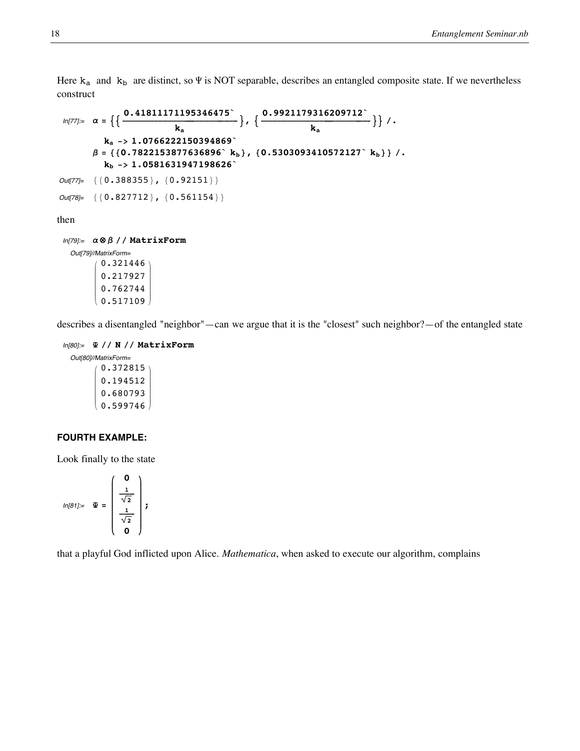Here $k_a$ and $k_b$ are distinct, so Ψ is NOT separable, describes an entangled composite state. If we nevertheless construct

```
In[77]:= α = {{0.41811171195346475`/k_a}, {0.9921179316209712`/k_a}} /.
           k_a -> 1.0766222150394869`
         β = {{0.7822153877636896` k_b}, {0.5303093410572127` k_b}} /.
           k_b -> 1.0581631947198626`

Out[77]= {{0.388355}, {0.92151}}

Out[78]= {{0.827712}, {0.561154}}
```

then

```
In[79]:= α⊗β // MatrixForm

Out[79]//MatrixForm=
```

$$\begin{pmatrix} 0.321446 \\ 0.217927 \\ 0.762744 \\ 0.517109 \end{pmatrix}$$

describes a disentangled "neighbor"—can we argue that it is the "closest" such neighbor?—of the entangled state

```
In[80]:= Ψ // N // MatrixForm

Out[80]//MatrixForm=
```

$$\begin{pmatrix} 0.372815 \\ 0.194512 \\ 0.680793 \\ 0.599746 \end{pmatrix}$$

**FOURTH EXAMPLE:**

Look finally to the state

```
In[81]:=
```

$$\Psi = \begin{pmatrix} 0 \\ \frac{1}{\sqrt{2}} \\ \frac{1}{\sqrt{2}} \\ 0 \end{pmatrix};$$

that a playful God inflicted upon Alice. *Mathematica*, when asked to execute our algorithm, complains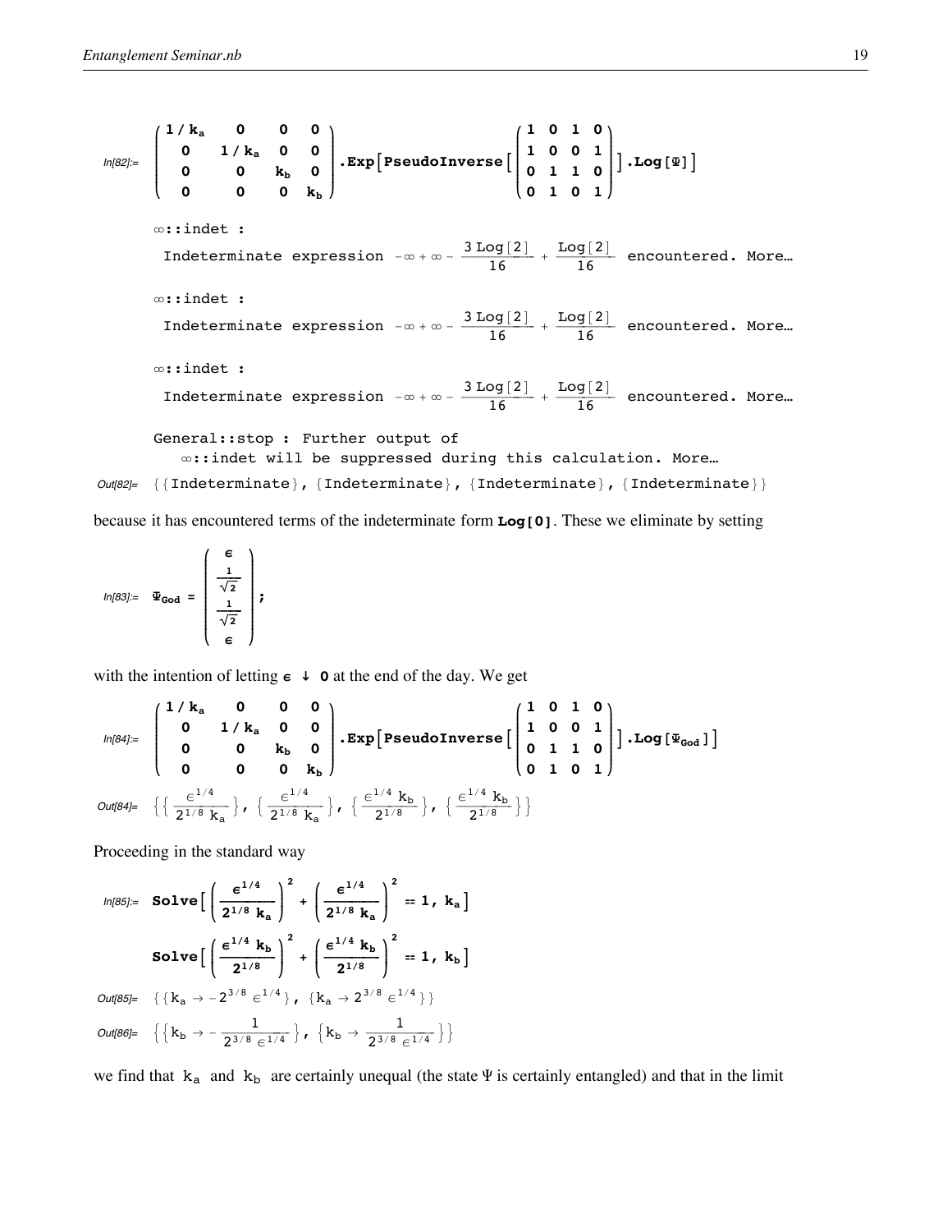In[82]:= 

$$\begin{pmatrix} 1/k_a & 0 & 0 & 0 \\ 0 & 1/k_a & 0 & 0 \\ 0 & 0 & k_b & 0 \\ 0 & 0 & 0 & k_b \end{pmatrix} .\text{Exp}\left[\text{PseudoInverse}\left[\begin{pmatrix} 1 & 0 & 1 & 0 \\ 1 & 0 & 0 & 1 \\ 0 & 1 & 1 & 0 \\ 0 & 1 & 0 & 1 \end{pmatrix}\right].\text{Log}[\Psi]\right]$$

∞::indet : Indeterminate expression $-\infty + \infty - \frac{3\,\text{Log}[2]}{16} + \frac{\text{Log}[2]}{16}$ encountered. More…

∞::indet : Indeterminate expression $-\infty + \infty - \frac{3\,\text{Log}[2]}{16} + \frac{\text{Log}[2]}{16}$ encountered. More…

∞::indet : Indeterminate expression $-\infty + \infty - \frac{3\,\text{Log}[2]}{16} + \frac{\text{Log}[2]}{16}$ encountered. More…

General::stop : Further output of ∞::indet will be suppressed during this calculation. More…

Out[82]= {{Indeterminate}, {Indeterminate}, {Indeterminate}, {Indeterminate}}

because it has encountered terms of the indeterminate form **Log[0]**. These we eliminate by setting

In[83]:= 

$$\Psi_{\text{God}} = \begin{pmatrix} \epsilon \\ \frac{1}{\sqrt{2}} \\ \frac{1}{\sqrt{2}} \\ \epsilon \end{pmatrix};$$

with the intention of letting $\epsilon \downarrow 0$ at the end of the day. We get

In[84]:= 

$$\begin{pmatrix} 1/k_a & 0 & 0 & 0 \\ 0 & 1/k_a & 0 & 0 \\ 0 & 0 & k_b & 0 \\ 0 & 0 & 0 & k_b \end{pmatrix} .\text{Exp}\left[\text{PseudoInverse}\left[\begin{pmatrix} 1 & 0 & 1 & 0 \\ 1 & 0 & 0 & 1 \\ 0 & 1 & 1 & 0 \\ 0 & 1 & 0 & 1 \end{pmatrix}\right].\text{Log}[\Psi_{\text{God}}]\right]$$

Out[84]= 

$$\left\{\left\{\frac{\epsilon^{1/4}}{2^{1/8}\,k_a}\right\}, \left\{\frac{\epsilon^{1/4}}{2^{1/8}\,k_a}\right\}, \left\{\frac{\epsilon^{1/4}\,k_b}{2^{1/8}}\right\}, \left\{\frac{\epsilon^{1/4}\,k_b}{2^{1/8}}\right\}\right\}$$

Proceeding in the standard way

In[85]:= 

$$\text{Solve}\left[\left(\frac{\epsilon^{1/4}}{2^{1/8}\,k_a}\right)^2 + \left(\frac{\epsilon^{1/4}}{2^{1/8}\,k_a}\right)^2 == 1,\ k_a\right]$$

$$\text{Solve}\left[\left(\frac{\epsilon^{1/4}\,k_b}{2^{1/8}}\right)^2 + \left(\frac{\epsilon^{1/4}\,k_b}{2^{1/8}}\right)^2 == 1,\ k_b\right]$$

Out[85]= 

$$\{\{k_a \to -2^{3/8}\,\epsilon^{1/4}\}, \{k_a \to 2^{3/8}\,\epsilon^{1/4}\}\}$$

Out[86]= 

$$\left\{\left\{k_b \to -\frac{1}{2^{3/8}\,\epsilon^{1/4}}\right\}, \left\{k_b \to \frac{1}{2^{3/8}\,\epsilon^{1/4}}\right\}\right\}$$

we find that $k_a$ and $k_b$ are certainly unequal (the state $\Psi$ is certainly entangled) and that in the limit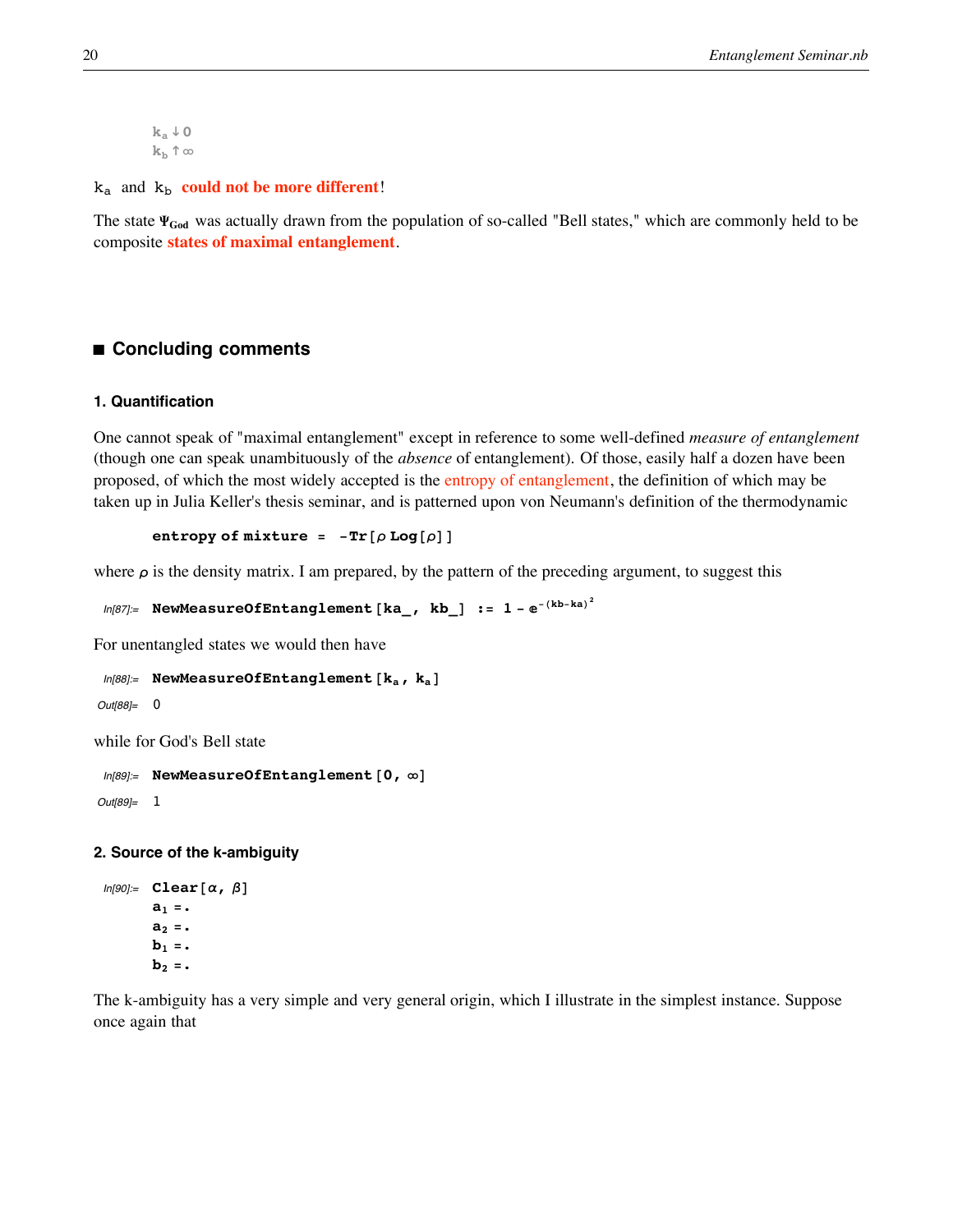$k_a \downarrow 0$
$k_b \uparrow \infty$

$k_a$ and $k_b$ **could not be more different**!

The state $\Psi_{God}$ was actually drawn from the population of so-called "Bell states," which are commonly held to be composite **states of maximal entanglement**.

## Concluding comments

### 1. Quantification

One cannot speak of "maximal entanglement" except in reference to some well-defined *measure of entanglement* (though one can speak unambituously of the *absence* of entanglement). Of those, easily half a dozen have been proposed, of which the most widely accepted is the entropy of entanglement, the definition of which may be taken up in Julia Keller's thesis seminar, and is patterned upon von Neumann's definition of the thermodynamic

```
entropy of mixture = -Tr[ρ Log[ρ]]
```

where $\rho$ is the density matrix. I am prepared, by the pattern of the preceding argument, to suggest this

```
In[87]:= NewMeasureOfEntanglement[ka_, kb_] := 1 - e^-(kb-ka)^2
```

For unentangled states we would then have

```
In[88]:= NewMeasureOfEntanglement[ka, ka]
Out[88]= 0
```

while for God's Bell state

```
In[89]:= NewMeasureOfEntanglement[0, ∞]
Out[89]= 1
```

### 2. Source of the k-ambiguity

```
In[90]:= Clear[α, β]
         a1 =.
         a2 =.
         b1 =.
         b2 =.
```

The k-ambiguity has a very simple and very general origin, which I illustrate in the simplest instance. Suppose once again that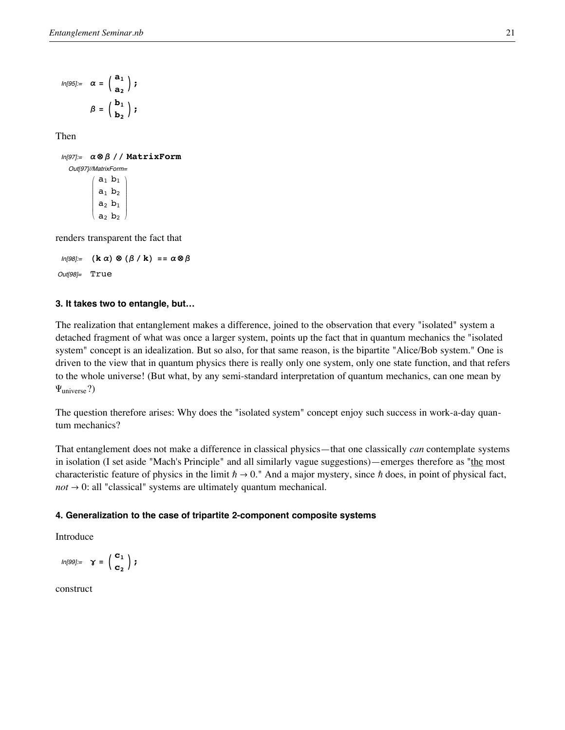In[95]:= $\alpha = \begin{pmatrix} a_1 \\ a_2 \end{pmatrix}$;

$\beta = \begin{pmatrix} b_1 \\ b_2 \end{pmatrix}$;

Then

In[97]:= $\alpha \otimes \beta$ // MatrixForm

Out[97]//MatrixForm=

$$\begin{pmatrix} a_1\, b_1 \\ a_1\, b_2 \\ a_2\, b_1 \\ a_2\, b_2 \end{pmatrix}$$

renders transparent the fact that

In[98]:= $(k\,\alpha) \otimes (\beta / k) == \alpha \otimes \beta$

Out[98]= True

### 3. It takes two to entangle, but…

The realization that entanglement makes a difference, joined to the observation that every "isolated" system a detached fragment of what was once a larger system, points up the fact that in quantum mechanics the "isolated system" concept is an idealization. But so also, for that same reason, is the bipartite "Alice/Bob system." One is driven to the view that in quantum physics there is really only one system, only one state function, and that refers to the whole universe! (But what, by any semi-standard interpretation of quantum mechanics, can one mean by $\Psi_{\text{universe}}$?)

The question therefore arises: Why does the "isolated system" concept enjoy such success in work-a-day quantum mechanics?

That entanglement does not make a difference in classical physics—that one classically *can* contemplate systems in isolation (I set aside "Mach's Principle" and all similarly vague suggestions)—emerges therefore as "the most characteristic feature of physics in the limit $\hbar \to 0$." And a major mystery, since $\hbar$ does, in point of physical fact, *not* $\to 0$: all "classical" systems are ultimately quantum mechanical.

### 4. Generalization to the case of tripartite 2-component composite systems

Introduce

In[99]:= $\gamma = \begin{pmatrix} c_1 \\ c_2 \end{pmatrix}$;

construct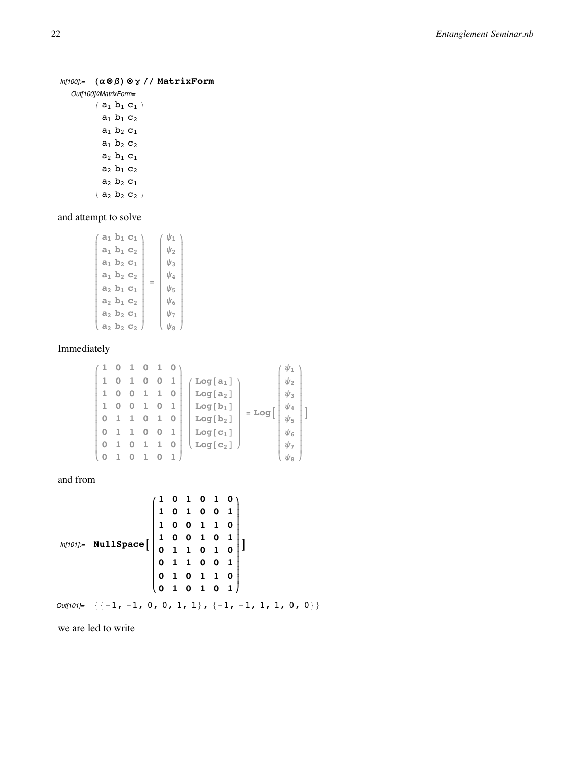In[100]:= 

```
(α⊗β)⊗γ // MatrixForm
```

Out[100]//MatrixForm=

$$\begin{pmatrix} a_1\, b_1\, c_1 \\ a_1\, b_1\, c_2 \\ a_1\, b_2\, c_1 \\ a_1\, b_2\, c_2 \\ a_2\, b_1\, c_1 \\ a_2\, b_1\, c_2 \\ a_2\, b_2\, c_1 \\ a_2\, b_2\, c_2 \end{pmatrix}$$

and attempt to solve

$$\begin{pmatrix} a_1\, b_1\, c_1 \\ a_1\, b_1\, c_2 \\ a_1\, b_2\, c_1 \\ a_1\, b_2\, c_2 \\ a_2\, b_1\, c_1 \\ a_2\, b_1\, c_2 \\ a_2\, b_2\, c_1 \\ a_2\, b_2\, c_2 \end{pmatrix} = \begin{pmatrix} \psi_1 \\ \psi_2 \\ \psi_3 \\ \psi_4 \\ \psi_5 \\ \psi_6 \\ \psi_7 \\ \psi_8 \end{pmatrix}$$

Immediately

$$\begin{pmatrix} 1 & 0 & 1 & 0 & 1 & 0 \\ 1 & 0 & 1 & 0 & 0 & 1 \\ 1 & 0 & 0 & 1 & 1 & 0 \\ 1 & 0 & 0 & 1 & 0 & 1 \\ 0 & 1 & 1 & 0 & 1 & 0 \\ 0 & 1 & 1 & 0 & 0 & 1 \\ 0 & 1 & 0 & 1 & 1 & 0 \\ 0 & 1 & 0 & 1 & 0 & 1 \end{pmatrix} \begin{pmatrix} \text{Log}[a_1] \\ \text{Log}[a_2] \\ \text{Log}[b_1] \\ \text{Log}[b_2] \\ \text{Log}[c_1] \\ \text{Log}[c_2] \end{pmatrix} = \text{Log}\left[ \begin{pmatrix} \psi_1 \\ \psi_2 \\ \psi_3 \\ \psi_4 \\ \psi_5 \\ \psi_6 \\ \psi_7 \\ \psi_8 \end{pmatrix} \right]$$

and from

In[101]:= 

$$\text{NullSpace}\left[ \begin{pmatrix} 1 & 0 & 1 & 0 & 1 & 0 \\ 1 & 0 & 1 & 0 & 0 & 1 \\ 1 & 0 & 0 & 1 & 1 & 0 \\ 1 & 0 & 0 & 1 & 0 & 1 \\ 0 & 1 & 1 & 0 & 1 & 0 \\ 0 & 1 & 1 & 0 & 0 & 1 \\ 0 & 1 & 0 & 1 & 1 & 0 \\ 0 & 1 & 0 & 1 & 0 & 1 \end{pmatrix} \right]$$

Out[101]= 

```
{{-1, -1, 0, 0, 1, 1}, {-1, -1, 1, 1, 0, 0}}
```

we are led to write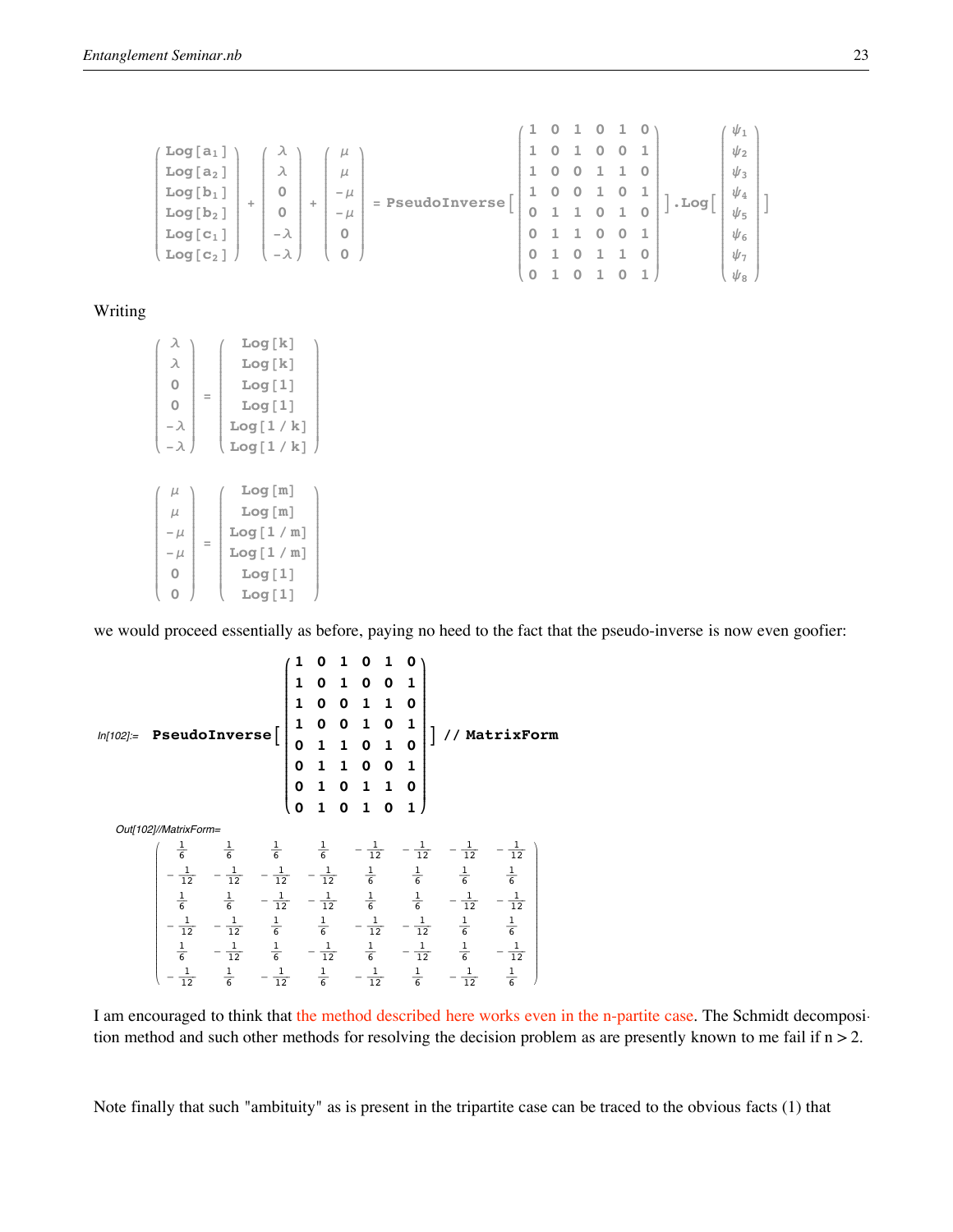$$\begin{pmatrix} \text{Log}[a_1] \\ \text{Log}[a_2] \\ \text{Log}[b_1] \\ \text{Log}[b_2] \\ \text{Log}[c_1] \\ \text{Log}[c_2] \end{pmatrix} + \begin{pmatrix} \lambda \\ \lambda \\ 0 \\ 0 \\ -\lambda \\ -\lambda \end{pmatrix} + \begin{pmatrix} \mu \\ \mu \\ -\mu \\ -\mu \\ 0 \\ 0 \end{pmatrix} = \text{PseudoInverse}\left[\begin{pmatrix} 1 & 0 & 1 & 0 & 1 & 0 \\ 1 & 0 & 1 & 0 & 0 & 1 \\ 1 & 0 & 0 & 1 & 1 & 0 \\ 1 & 0 & 0 & 1 & 0 & 1 \\ 0 & 1 & 1 & 0 & 1 & 0 \\ 0 & 1 & 1 & 0 & 0 & 1 \\ 0 & 1 & 0 & 1 & 1 & 0 \\ 0 & 1 & 0 & 1 & 0 & 1 \end{pmatrix}\right].\text{Log}\left[\begin{pmatrix} \psi_1 \\ \psi_2 \\ \psi_3 \\ \psi_4 \\ \psi_5 \\ \psi_6 \\ \psi_7 \\ \psi_8 \end{pmatrix}\right]$$

Writing

$$\begin{pmatrix} \lambda \\ \lambda \\ 0 \\ 0 \\ -\lambda \\ -\lambda \end{pmatrix} = \begin{pmatrix} \text{Log}[k] \\ \text{Log}[k] \\ \text{Log}[1] \\ \text{Log}[1] \\ \text{Log}[1/k] \\ \text{Log}[1/k] \end{pmatrix}$$

$$\begin{pmatrix} \mu \\ \mu \\ -\mu \\ -\mu \\ 0 \\ 0 \end{pmatrix} = \begin{pmatrix} \text{Log}[m] \\ \text{Log}[m] \\ \text{Log}[1/m] \\ \text{Log}[1/m] \\ \text{Log}[1] \\ \text{Log}[1] \end{pmatrix}$$

we would proceed essentially as before, paying no heed to the fact that the pseudo-inverse is now even goofier:

In[102]:=

$$\text{PseudoInverse}\left[\begin{pmatrix} 1 & 0 & 1 & 0 & 1 & 0 \\ 1 & 0 & 1 & 0 & 0 & 1 \\ 1 & 0 & 0 & 1 & 1 & 0 \\ 1 & 0 & 0 & 1 & 0 & 1 \\ 0 & 1 & 1 & 0 & 1 & 0 \\ 0 & 1 & 1 & 0 & 0 & 1 \\ 0 & 1 & 0 & 1 & 1 & 0 \\ 0 & 1 & 0 & 1 & 0 & 1 \end{pmatrix}\right] \text{ // MatrixForm}$$

Out[102]//MatrixForm=

$$\begin{pmatrix} \frac{1}{6} & \frac{1}{6} & \frac{1}{6} & \frac{1}{6} & -\frac{1}{12} & -\frac{1}{12} & -\frac{1}{12} & -\frac{1}{12} \\ -\frac{1}{12} & -\frac{1}{12} & -\frac{1}{12} & -\frac{1}{12} & \frac{1}{6} & \frac{1}{6} & \frac{1}{6} & \frac{1}{6} \\ \frac{1}{6} & \frac{1}{6} & -\frac{1}{12} & -\frac{1}{12} & \frac{1}{6} & \frac{1}{6} & -\frac{1}{12} & -\frac{1}{12} \\ -\frac{1}{12} & -\frac{1}{12} & \frac{1}{6} & \frac{1}{6} & -\frac{1}{12} & -\frac{1}{12} & \frac{1}{6} & \frac{1}{6} \\ \frac{1}{6} & -\frac{1}{12} & \frac{1}{6} & -\frac{1}{12} & \frac{1}{6} & -\frac{1}{12} & \frac{1}{6} & -\frac{1}{12} \\ -\frac{1}{12} & \frac{1}{6} & -\frac{1}{12} & \frac{1}{6} & -\frac{1}{12} & \frac{1}{6} & -\frac{1}{12} & \frac{1}{6} \end{pmatrix}$$

I am encouraged to think that the method described here works even in the n-partite case. The Schmidt decomposition method and such other methods for resolving the decision problem as are presently known to me fail if $n > 2$.

Note finally that such "ambituity" as is present in the tripartite case can be traced to the obvious facts (1) that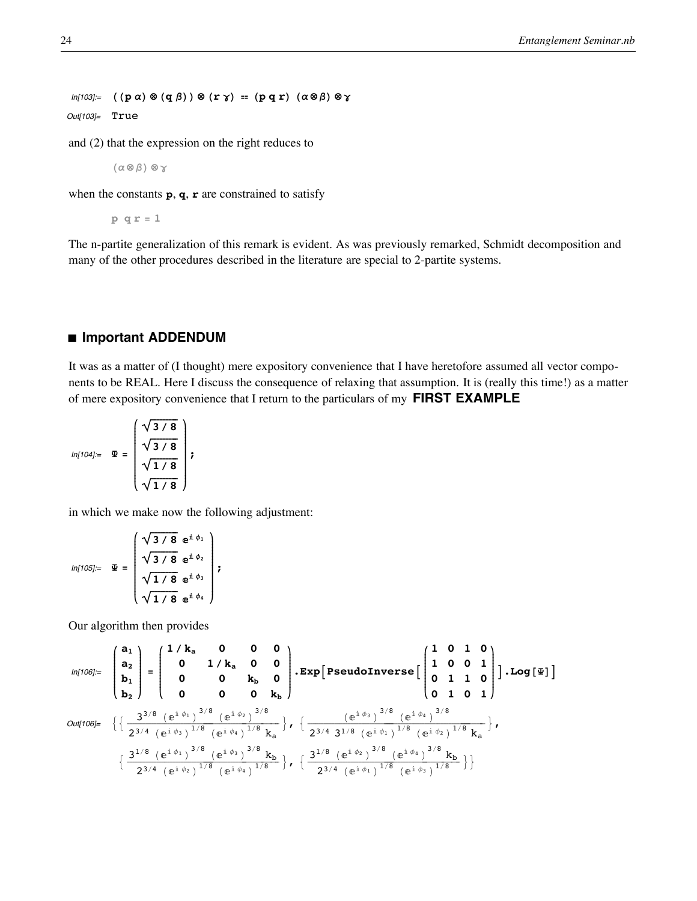In[103]:= $((\mathbf{p}\,\alpha)\otimes(\mathbf{q}\,\beta))\otimes(\mathbf{r}\,\gamma) == (\mathbf{p}\,\mathbf{q}\,\mathbf{r})\;(\alpha\otimes\beta)\otimes\gamma$

Out[103]= True

and (2) that the expression on the right reduces to

$$(\alpha\otimes\beta)\otimes\gamma$$

when the constants $\mathbf{p}$, $\mathbf{q}$, $\mathbf{r}$ are constrained to satisfy

$$\mathbf{p}\;\mathbf{q}\,\mathbf{r} = 1$$

The n-partite generalization of this remark is evident. As was previously remarked, Schmidt decomposition and many of the other procedures described in the literature are special to 2-partite systems.

## Important ADDENDUM

It was as a matter of (I thought) mere expository convenience that I have heretofore assumed all vector components to be REAL. Here I discuss the consequence of relaxing that assumption. It is (really this time!) as a matter of mere expository convenience that I return to the particulars of my **FIRST EXAMPLE**

In[104]:= 
$$\Psi = \begin{pmatrix} \sqrt{3/8} \\ \sqrt{3/8} \\ \sqrt{1/8} \\ \sqrt{1/8} \end{pmatrix};$$

in which we make now the following adjustment:

In[105]:= 
$$\Psi = \begin{pmatrix} \sqrt{3/8}\;e^{i\,\phi_1} \\ \sqrt{3/8}\;e^{i\,\phi_2} \\ \sqrt{1/8}\;e^{i\,\phi_3} \\ \sqrt{1/8}\;e^{i\,\phi_4} \end{pmatrix};$$

Our algorithm then provides

In[106]:= 
$$\begin{pmatrix} a_1 \\ a_2 \\ b_1 \\ b_2 \end{pmatrix} = \begin{pmatrix} 1/k_a & 0 & 0 & 0 \\ 0 & 1/k_a & 0 & 0 \\ 0 & 0 & k_b & 0 \\ 0 & 0 & 0 & k_b \end{pmatrix}.\mathrm{Exp}\Big[\mathrm{PseudoInverse}\Big[\begin{pmatrix} 1 & 0 & 1 & 0 \\ 1 & 0 & 0 & 1 \\ 0 & 1 & 1 & 0 \\ 0 & 1 & 0 & 1 \end{pmatrix}\Big].\mathrm{Log}[\Psi]\Big]$$

Out[106]= 
$$\Big\{\Big\{\frac{3^{3/8}\,(e^{i\,\phi_1})^{3/8}\,(e^{i\,\phi_2})^{3/8}}{2^{3/4}\,(e^{i\,\phi_3})^{1/8}\,(e^{i\,\phi_4})^{1/8}\,k_a}\Big\},\Big\{\frac{(e^{i\,\phi_3})^{3/8}\,(e^{i\,\phi_4})^{3/8}}{2^{3/4}\,3^{1/8}\,(e^{i\,\phi_1})^{1/8}\,(e^{i\,\phi_2})^{1/8}\,k_a}\Big\},$$
$$\Big\{\frac{3^{1/8}\,(e^{i\,\phi_1})^{3/8}\,(e^{i\,\phi_3})^{3/8}\,k_b}{2^{3/4}\,(e^{i\,\phi_2})^{1/8}\,(e^{i\,\phi_4})^{1/8}}\Big\},\Big\{\frac{3^{1/8}\,(e^{i\,\phi_2})^{3/8}\,(e^{i\,\phi_4})^{3/8}\,k_b}{2^{3/4}\,(e^{i\,\phi_1})^{1/8}\,(e^{i\,\phi_3})^{1/8}}\Big\}\Big\}$$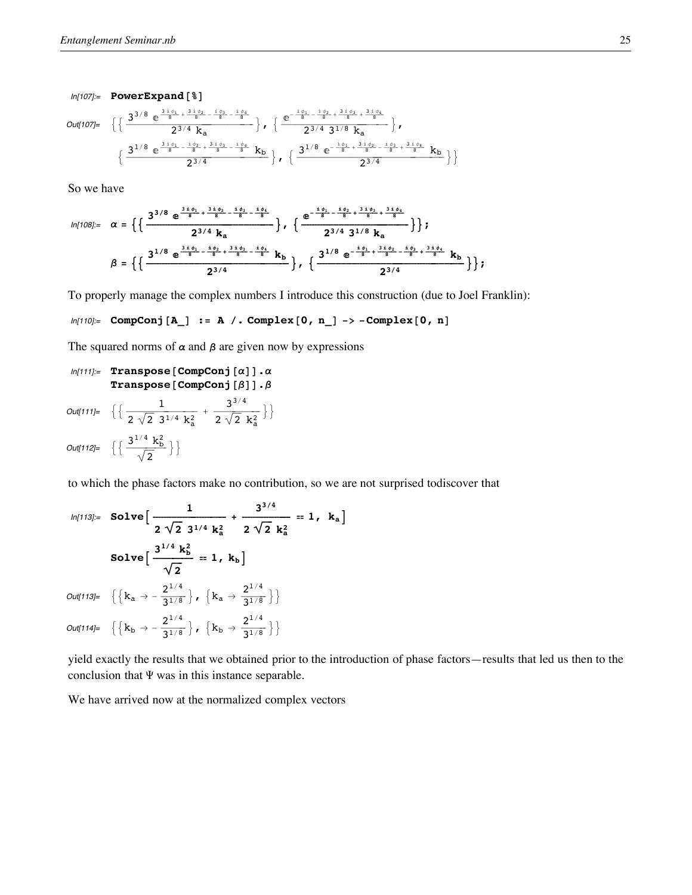In[107]:= **PowerExpand[%]**

Out[107]= $$\left\{\left\{\frac{3^{3/8}\, e^{\frac{3 i \phi_1}{8}+\frac{3 i \phi_2}{8}-\frac{i \phi_3}{8}-\frac{i \phi_4}{8}}}{2^{3/4}\, k_a}\right\},\left\{\frac{e^{-\frac{i \phi_1}{8}-\frac{i \phi_2}{8}+\frac{3 i \phi_3}{8}+\frac{3 i \phi_4}{8}}}{2^{3/4}\, 3^{1/8}\, k_a}\right\},\right.$$
$$\left.\left\{\frac{3^{1/8}\, e^{\frac{3 i \phi_1}{8}-\frac{i \phi_2}{8}+\frac{3 i \phi_3}{8}-\frac{i \phi_4}{8}}\, k_b}{2^{3/4}}\right\},\left\{\frac{3^{1/8}\, e^{-\frac{i \phi_1}{8}+\frac{3 i \phi_2}{8}-\frac{i \phi_3}{8}+\frac{3 i \phi_4}{8}}\, k_b}{2^{3/4}}\right\}\right\}$$

So we have

In[108]:= $$\alpha = \left\{\left\{\frac{3^{3/8}\, e^{\frac{3 i \phi_1}{8}+\frac{3 i \phi_2}{8}-\frac{i \phi_3}{8}-\frac{i \phi_4}{8}}}{2^{3/4}\, k_a}\right\},\left\{\frac{e^{-\frac{i \phi_1}{8}-\frac{i \phi_2}{8}+\frac{3 i \phi_3}{8}+\frac{3 i \phi_4}{8}}}{2^{3/4}\, 3^{1/8}\, k_a}\right\}\right\};$$

$$\beta = \left\{\left\{\frac{3^{1/8}\, e^{\frac{3 i \phi_1}{8}-\frac{i \phi_2}{8}+\frac{3 i \phi_3}{8}-\frac{i \phi_4}{8}}\, k_b}{2^{3/4}}\right\},\left\{\frac{3^{1/8}\, e^{-\frac{i \phi_1}{8}+\frac{3 i \phi_2}{8}-\frac{i \phi_3}{8}+\frac{3 i \phi_4}{8}}\, k_b}{2^{3/4}}\right\}\right\};$$

To properly manage the complex numbers I introduce this construction (due to Joel Franklin):

```
In[110]:= CompConj[A_] := A /. Complex[0, n_] -> -Complex[0, n]
```

The squared norms of $\alpha$ and $\beta$ are given now by expressions

```
In[111]:= Transpose[CompConj[α]].α
          Transpose[CompConj[β]].β
```

Out[111]= $$\left\{\left\{\frac{1}{2\sqrt{2}\; 3^{1/4}\, k_a^2}+\frac{3^{3/4}}{2\sqrt{2}\, k_a^2}\right\}\right\}$$

Out[112]= $$\left\{\left\{\frac{3^{1/4}\, k_b^2}{\sqrt{2}}\right\}\right\}$$

to which the phase factors make no contribution, so we are not surprised todiscover that

In[113]:= **Solve**$\left[\frac{1}{2\sqrt{2}\; 3^{1/4}\, k_a^2}+\frac{3^{3/4}}{2\sqrt{2}\, k_a^2} == 1,\ k_a\right]$

**Solve**$\left[\frac{3^{1/4}\, k_b^2}{\sqrt{2}} == 1,\ k_b\right]$

Out[113]= $$\left\{\left\{k_a \to -\frac{2^{1/4}}{3^{1/8}}\right\},\left\{k_a \to \frac{2^{1/4}}{3^{1/8}}\right\}\right\}$$

Out[114]= $$\left\{\left\{k_b \to -\frac{2^{1/4}}{3^{1/8}}\right\},\left\{k_b \to \frac{2^{1/4}}{3^{1/8}}\right\}\right\}$$

yield exactly the results that we obtained prior to the introduction of phase factors—results that led us then to the conclusion that $\Psi$ was in this instance separable.

We have arrived now at the normalized complex vectors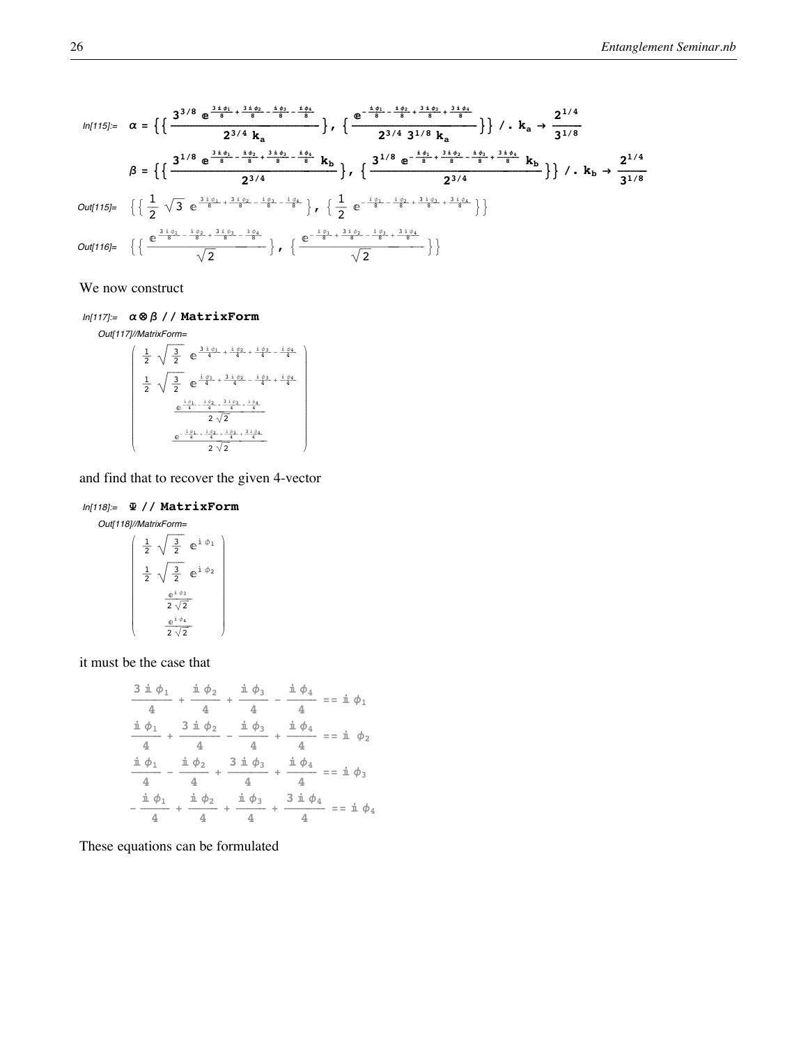In[115]:= 
$$\alpha = \left\{\left\{\frac{3^{3/8}\, e^{\frac{3 i \phi_1}{8}+\frac{3 i \phi_2}{8}-\frac{i \phi_3}{8}-\frac{i \phi_4}{8}}}{2^{3/4}\, k_a}\right\}, \left\{\frac{e^{-\frac{i \phi_1}{8}-\frac{i \phi_2}{8}+\frac{3 i \phi_3}{8}+\frac{3 i \phi_4}{8}}}{2^{3/4}\, 3^{1/8}\, k_a}\right\}\right\} \text{ /. } k_a \to \frac{2^{1/4}}{3^{1/8}}$$

$$\beta = \left\{\left\{\frac{3^{1/8}\, e^{\frac{3 i \phi_1}{8}-\frac{i \phi_2}{8}+\frac{3 i \phi_3}{8}-\frac{i \phi_4}{8}}\, k_b}{2^{3/4}}\right\}, \left\{\frac{3^{1/8}\, e^{-\frac{i \phi_1}{8}+\frac{3 i \phi_2}{8}-\frac{i \phi_3}{8}+\frac{3 i \phi_4}{8}}\, k_b}{2^{3/4}}\right\}\right\} \text{ /. } k_b \to \frac{2^{1/4}}{3^{1/8}}$$

Out[115]= 
$$\left\{\left\{\frac{1}{2}\sqrt{3}\, e^{\frac{3 i \phi_1}{8}+\frac{3 i \phi_2}{8}-\frac{i \phi_3}{8}-\frac{i \phi_4}{8}}\right\}, \left\{\frac{1}{2}\, e^{-\frac{i \phi_1}{8}-\frac{i \phi_2}{8}+\frac{3 i \phi_3}{8}+\frac{3 i \phi_4}{8}}\right\}\right\}$$

Out[116]= 
$$\left\{\left\{\frac{e^{\frac{3 i \phi_1}{8}-\frac{i \phi_2}{8}+\frac{3 i \phi_3}{8}-\frac{i \phi_4}{8}}}{\sqrt{2}}\right\}, \left\{\frac{e^{-\frac{i \phi_1}{8}+\frac{3 i \phi_2}{8}-\frac{i \phi_3}{8}+\frac{3 i \phi_4}{8}}}{\sqrt{2}}\right\}\right\}$$

We now construct

In[117]:= `α⊗β // MatrixForm`

Out[117]//MatrixForm=

$$\begin{pmatrix} \frac{1}{2}\sqrt{\frac{3}{2}}\, e^{\frac{3 i \phi_1}{4}+\frac{i \phi_2}{4}+\frac{i \phi_3}{4}-\frac{i \phi_4}{4}} \\ \frac{1}{2}\sqrt{\frac{3}{2}}\, e^{\frac{i \phi_1}{4}+\frac{3 i \phi_2}{4}-\frac{i \phi_3}{4}+\frac{i \phi_4}{4}} \\ \frac{e^{\frac{i \phi_1}{4}-\frac{i \phi_2}{4}+\frac{3 i \phi_3}{4}+\frac{i \phi_4}{4}}}{2\sqrt{2}} \\ \frac{e^{-\frac{i \phi_1}{4}+\frac{i \phi_2}{4}+\frac{i \phi_3}{4}+\frac{3 i \phi_4}{4}}}{2\sqrt{2}} \end{pmatrix}$$

and find that to recover the given 4-vector

In[118]:= `Ψ // MatrixForm`

Out[118]//MatrixForm=

$$\begin{pmatrix} \frac{1}{2}\sqrt{\frac{3}{2}}\, e^{i \phi_1} \\ \frac{1}{2}\sqrt{\frac{3}{2}}\, e^{i \phi_2} \\ \frac{e^{i \phi_3}}{2\sqrt{2}} \\ \frac{e^{i \phi_4}}{2\sqrt{2}} \end{pmatrix}$$

it must be the case that

$$\frac{3 i \phi_1}{4} + \frac{i \phi_2}{4} + \frac{i \phi_3}{4} - \frac{i \phi_4}{4} == i \phi_1$$
$$\frac{i \phi_1}{4} + \frac{3 i \phi_2}{4} - \frac{i \phi_3}{4} + \frac{i \phi_4}{4} == i \phi_2$$
$$\frac{i \phi_1}{4} - \frac{i \phi_2}{4} + \frac{3 i \phi_3}{4} + \frac{i \phi_4}{4} == i \phi_3$$
$$-\frac{i \phi_1}{4} + \frac{i \phi_2}{4} + \frac{i \phi_3}{4} + \frac{3 i \phi_4}{4} == i \phi_4$$

These equations can be formulated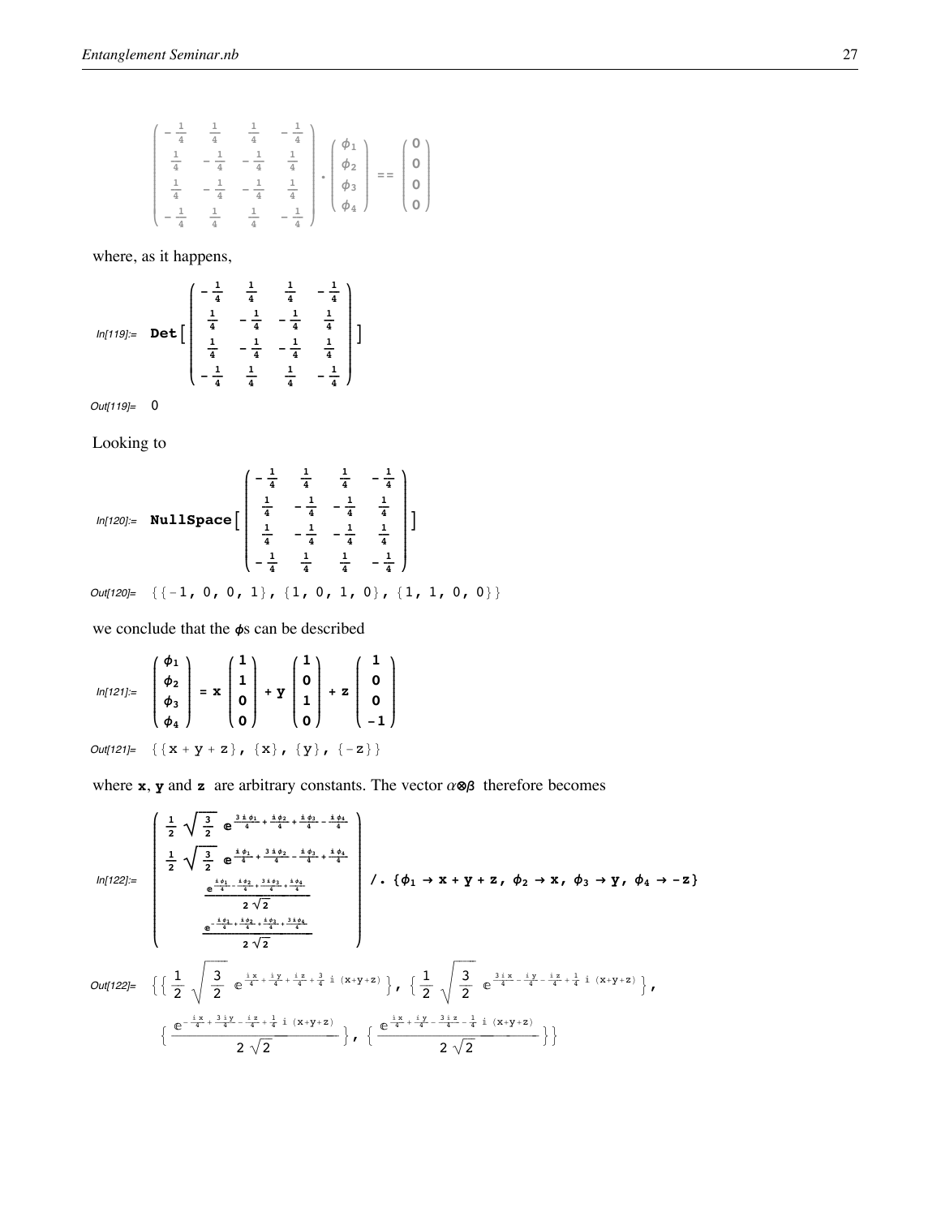$$\begin{pmatrix} -\frac{1}{4} & \frac{1}{4} & \frac{1}{4} & -\frac{1}{4} \\ \frac{1}{4} & -\frac{1}{4} & -\frac{1}{4} & \frac{1}{4} \\ \frac{1}{4} & -\frac{1}{4} & -\frac{1}{4} & \frac{1}{4} \\ -\frac{1}{4} & \frac{1}{4} & \frac{1}{4} & -\frac{1}{4} \end{pmatrix} . \begin{pmatrix} \phi_1 \\ \phi_2 \\ \phi_3 \\ \phi_4 \end{pmatrix} == \begin{pmatrix} 0 \\ 0 \\ 0 \\ 0 \end{pmatrix}$$

where, as it happens,

In[119]:=
$$\mathbf{Det}\left[\begin{pmatrix} -\frac{1}{4} & \frac{1}{4} & \frac{1}{4} & -\frac{1}{4} \\ \frac{1}{4} & -\frac{1}{4} & -\frac{1}{4} & \frac{1}{4} \\ \frac{1}{4} & -\frac{1}{4} & -\frac{1}{4} & \frac{1}{4} \\ -\frac{1}{4} & \frac{1}{4} & \frac{1}{4} & -\frac{1}{4} \end{pmatrix}\right]$$

Out[119]= 0

Looking to

In[120]:=
$$\mathbf{NullSpace}\left[\begin{pmatrix} -\frac{1}{4} & \frac{1}{4} & \frac{1}{4} & -\frac{1}{4} \\ \frac{1}{4} & -\frac{1}{4} & -\frac{1}{4} & \frac{1}{4} \\ \frac{1}{4} & -\frac{1}{4} & -\frac{1}{4} & \frac{1}{4} \\ -\frac{1}{4} & \frac{1}{4} & \frac{1}{4} & -\frac{1}{4} \end{pmatrix}\right]$$

Out[120]= {{-1, 0, 0, 1}, {1, 0, 1, 0}, {1, 1, 0, 0}}

we conclude that the $\phi$s can be described

In[121]:=
$$\begin{pmatrix} \phi_1 \\ \phi_2 \\ \phi_3 \\ \phi_4 \end{pmatrix} = \mathbf{x}\begin{pmatrix} 1 \\ 1 \\ 0 \\ 0 \end{pmatrix} + \mathbf{y}\begin{pmatrix} 1 \\ 0 \\ 1 \\ 0 \end{pmatrix} + \mathbf{z}\begin{pmatrix} 1 \\ 0 \\ 0 \\ -1 \end{pmatrix}$$

Out[121]= {{x + y + z}, {x}, {y}, {-z}}

where **x**, **y** and **z** are arbitrary constants. The vector $\alpha\otimes\beta$ therefore becomes

In[122]:=
$$\begin{pmatrix} \frac{1}{2}\sqrt{\frac{3}{2}}\, e^{\frac{3 i \phi_1}{4}+\frac{i \phi_2}{4}+\frac{i \phi_3}{4}-\frac{i \phi_4}{4}} \\ \frac{1}{2}\sqrt{\frac{3}{2}}\, e^{\frac{i \phi_1}{4}+\frac{3 i \phi_2}{4}-\frac{i \phi_3}{4}+\frac{i \phi_4}{4}} \\ \frac{e^{\frac{i \phi_1}{4}-\frac{i \phi_2}{4}+\frac{3 i \phi_3}{4}+\frac{i \phi_4}{4}}}{2\sqrt{2}} \\ \frac{e^{-\frac{i \phi_1}{4}+\frac{i \phi_2}{4}+\frac{i \phi_3}{4}+\frac{3 i \phi_4}{4}}}{2\sqrt{2}} \end{pmatrix} \text{ /. } \{\phi_1 \to x+y+z,\ \phi_2 \to x,\ \phi_3 \to y,\ \phi_4 \to -z\}$$

Out[122]=
$$\left\{\left\{\frac{1}{2}\sqrt{\frac{3}{2}}\, e^{\frac{i x}{4}+\frac{i y}{4}+\frac{i z}{4}+\frac{3}{4} i (x+y+z)}\right\}, \left\{\frac{1}{2}\sqrt{\frac{3}{2}}\, e^{\frac{3 i x}{4}-\frac{i y}{4}-\frac{i z}{4}+\frac{1}{4} i (x+y+z)}\right\}, \left\{\frac{e^{-\frac{i x}{4}+\frac{3 i y}{4}-\frac{i z}{4}+\frac{1}{4} i (x+y+z)}}{2\sqrt{2}}\right\}, \left\{\frac{e^{\frac{i x}{4}+\frac{i y}{4}-\frac{3 i z}{4}-\frac{1}{4} i (x+y+z)}}{2\sqrt{2}}\right\}\right\}$$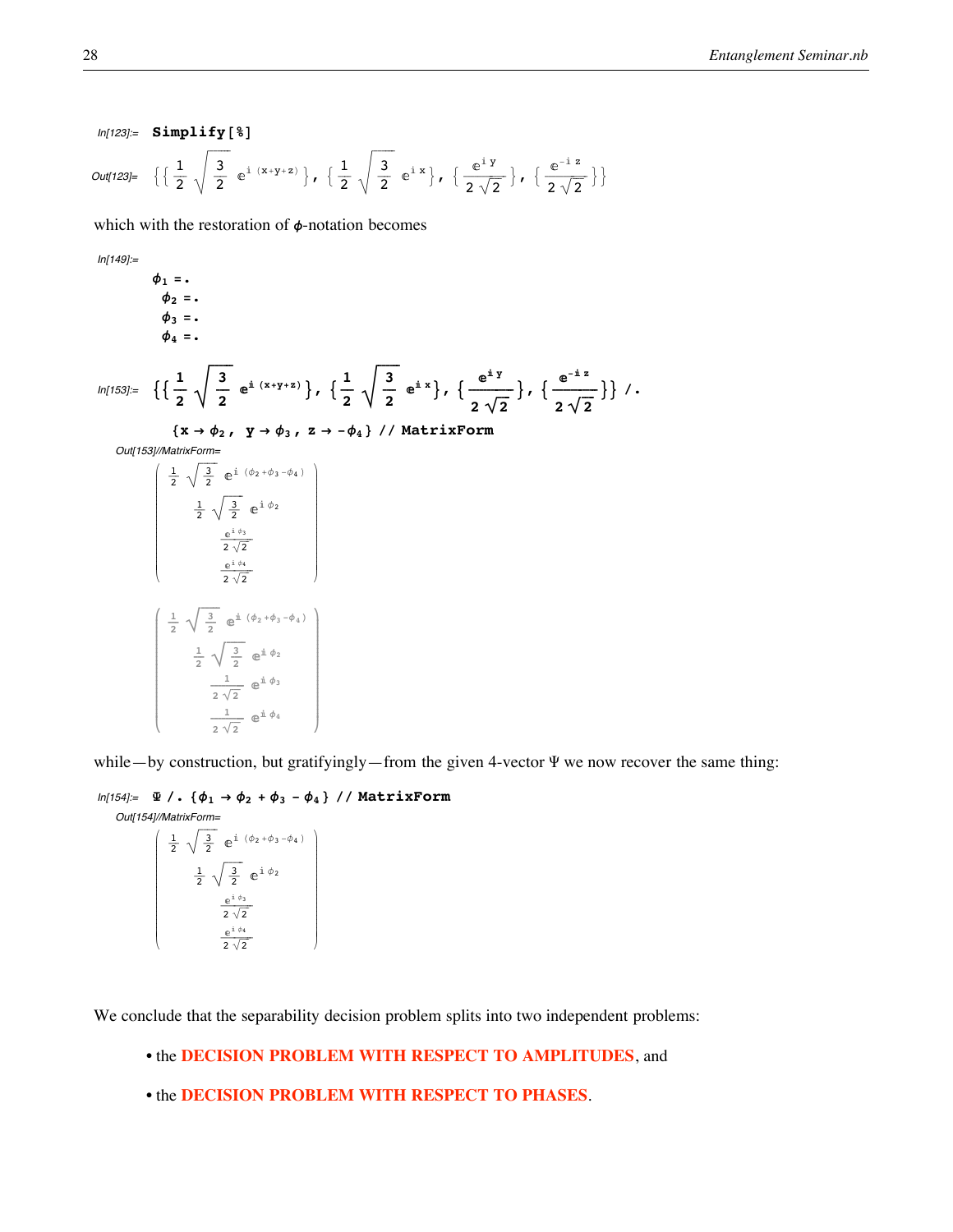In[123]:= **Simplify[%]**

Out[123]= $\left\{\left\{\frac{1}{2}\sqrt{\frac{3}{2}}\, e^{i\,(x+y+z)}\right\}, \left\{\frac{1}{2}\sqrt{\frac{3}{2}}\, e^{i\,x}\right\}, \left\{\frac{e^{i\,y}}{2\sqrt{2}}\right\}, \left\{\frac{e^{-i\,z}}{2\sqrt{2}}\right\}\right\}$

which with the restoration of $\phi$-notation becomes

In[149]:=

```
ϕ1 =.
 ϕ2 =.
 ϕ3 =.
 ϕ4 =.
```

In[153]:= $\left\{\left\{\frac{1}{2}\sqrt{\frac{3}{2}}\, e^{i\,(x+y+z)}\right\}, \left\{\frac{1}{2}\sqrt{\frac{3}{2}}\, e^{i\,x}\right\}, \left\{\frac{e^{i\,y}}{2\sqrt{2}}\right\}, \left\{\frac{e^{-i\,z}}{2\sqrt{2}}\right\}\right\}$ /.

**{x → ϕ2 , y → ϕ3 , z → -ϕ4} // MatrixForm**

Out[153]//MatrixForm=

$$\begin{pmatrix} \frac{1}{2}\sqrt{\frac{3}{2}}\, e^{i\,(\phi_2+\phi_3-\phi_4)} \\ \frac{1}{2}\sqrt{\frac{3}{2}}\, e^{i\,\phi_2} \\ \frac{e^{i\,\phi_3}}{2\sqrt{2}} \\ \frac{e^{i\,\phi_4}}{2\sqrt{2}} \end{pmatrix}$$

$$\begin{pmatrix} \frac{1}{2}\sqrt{\frac{3}{2}}\, e^{i\,(\phi_2+\phi_3-\phi_4)} \\ \frac{1}{2}\sqrt{\frac{3}{2}}\, e^{i\,\phi_2} \\ \frac{1}{2\sqrt{2}}\, e^{i\,\phi_3} \\ \frac{1}{2\sqrt{2}}\, e^{i\,\phi_4} \end{pmatrix}$$

while—by construction, but gratifyingly—from the given 4-vector $\Psi$ we now recover the same thing:

In[154]:= **Ψ /. {ϕ1 → ϕ2 + ϕ3 - ϕ4} // MatrixForm**

Out[154]//MatrixForm=

$$\begin{pmatrix} \frac{1}{2}\sqrt{\frac{3}{2}}\, e^{i\,(\phi_2+\phi_3-\phi_4)} \\ \frac{1}{2}\sqrt{\frac{3}{2}}\, e^{i\,\phi_2} \\ \frac{e^{i\,\phi_3}}{2\sqrt{2}} \\ \frac{e^{i\,\phi_4}}{2\sqrt{2}} \end{pmatrix}$$

We conclude that the separability decision problem splits into two independent problems:

- the **DECISION PROBLEM WITH RESPECT TO AMPLITUDES**, and
- the **DECISION PROBLEM WITH RESPECT TO PHASES**.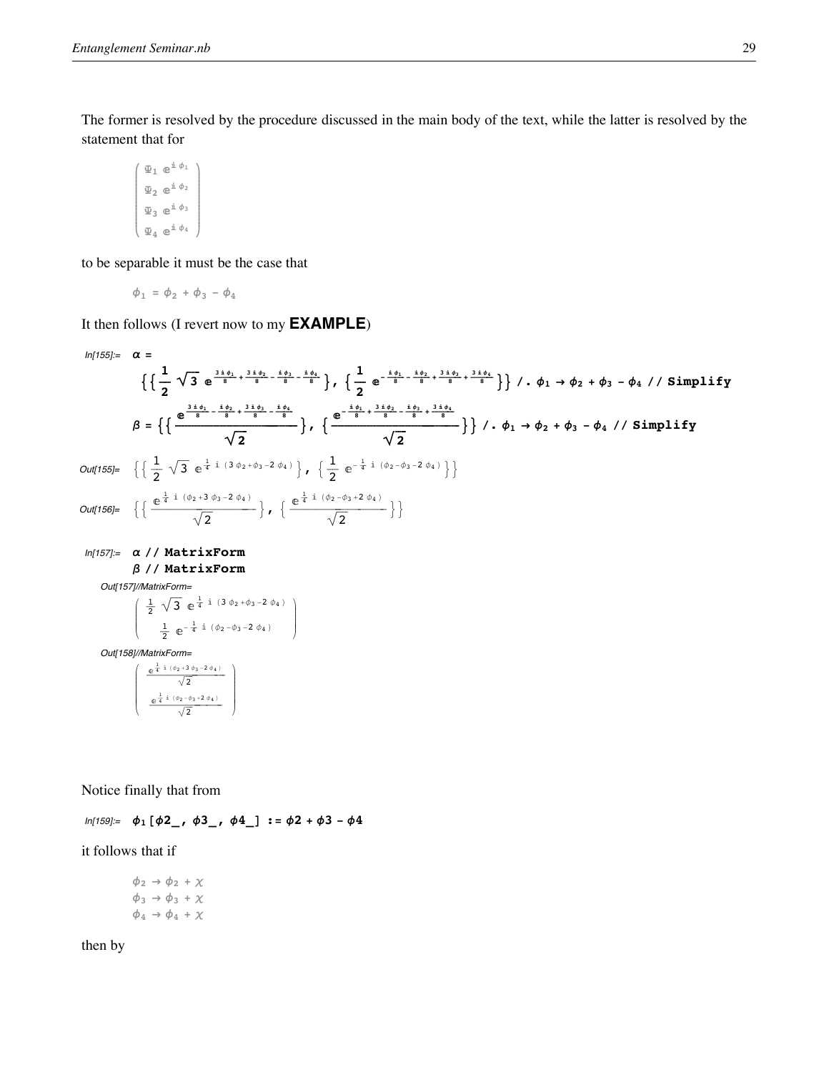The former is resolved by the procedure discussed in the main body of the text, while the latter is resolved by the statement that for

$$\begin{pmatrix} \Psi_1\, e^{i\,\phi_1} \\ \Psi_2\, e^{i\,\phi_2} \\ \Psi_3\, e^{i\,\phi_3} \\ \Psi_4\, e^{i\,\phi_4} \end{pmatrix}$$

to be separable it must be the case that

$$\phi_1 = \phi_2 + \phi_3 - \phi_4$$

It then follows (I revert now to my **EXAMPLE**)

In[155]:=

$$\alpha = \left\{\left\{\frac{1}{2}\sqrt{3}\, e^{\frac{3 i \phi_1}{8}+\frac{3 i \phi_2}{8}-\frac{i \phi_3}{8}-\frac{i \phi_4}{8}}\right\}, \left\{\frac{1}{2}\, e^{-\frac{i \phi_1}{8}-\frac{i \phi_2}{8}+\frac{3 i \phi_3}{8}+\frac{3 i \phi_4}{8}}\right\}\right\} \text{ /. } \phi_1 \to \phi_2 + \phi_3 - \phi_4 \text{ // Simplify}$$

$$\beta = \left\{\left\{\frac{e^{\frac{3 i \phi_1}{8}-\frac{i \phi_2}{8}+\frac{3 i \phi_3}{8}-\frac{i \phi_4}{8}}}{\sqrt{2}}\right\}, \left\{\frac{e^{-\frac{i \phi_1}{8}+\frac{3 i \phi_2}{8}-\frac{i \phi_3}{8}+\frac{3 i \phi_4}{8}}}{\sqrt{2}}\right\}\right\} \text{ /. } \phi_1 \to \phi_2 + \phi_3 - \phi_4 \text{ // Simplify}$$

Out[155]=

$$\left\{\left\{\frac{1}{2}\sqrt{3}\, e^{\frac{1}{4} i (3\phi_2+\phi_3-2\phi_4)}\right\}, \left\{\frac{1}{2}\, e^{-\frac{1}{4} i (\phi_2-\phi_3-2\phi_4)}\right\}\right\}$$

Out[156]=

$$\left\{\left\{\frac{e^{\frac{1}{4} i (\phi_2+3\phi_3-2\phi_4)}}{\sqrt{2}}\right\}, \left\{\frac{e^{\frac{1}{4} i (\phi_2-\phi_3+2\phi_4)}}{\sqrt{2}}\right\}\right\}$$

In[157]:=

```
α // MatrixForm
β // MatrixForm
```

Out[157]//MatrixForm=

$$\begin{pmatrix} \frac{1}{2}\sqrt{3}\, e^{\frac{1}{4} i (3\phi_2+\phi_3-2\phi_4)} \\ \frac{1}{2}\, e^{-\frac{1}{4} i (\phi_2-\phi_3-2\phi_4)} \end{pmatrix}$$

Out[158]//MatrixForm=

$$\begin{pmatrix} \frac{e^{\frac{1}{4} i (\phi_2+3\phi_3-2\phi_4)}}{\sqrt{2}} \\ \frac{e^{\frac{1}{4} i (\phi_2-\phi_3+2\phi_4)}}{\sqrt{2}} \end{pmatrix}$$

Notice finally that from

In[159]:=

```
ϕ1[ϕ2_, ϕ3_, ϕ4_] := ϕ2 + ϕ3 - ϕ4
```

it follows that if

$$\phi_2 \to \phi_2 + \chi$$
$$\phi_3 \to \phi_3 + \chi$$
$$\phi_4 \to \phi_4 + \chi$$

then by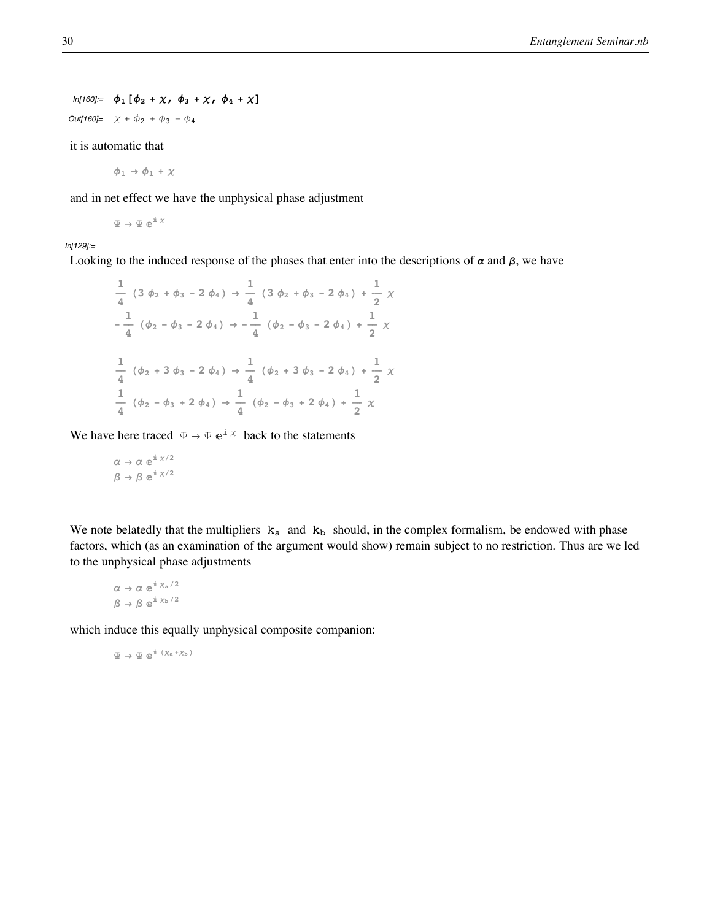In[160]:= $\phi_1[\phi_2 + \chi,\ \phi_3 + \chi,\ \phi_4 + \chi]$

Out[160]= $\chi + \phi_2 + \phi_3 - \phi_4$

it is automatic that

$$\phi_1 \to \phi_1 + \chi$$

and in net effect we have the unphysical phase adjustment

$$\Psi \to \Psi\, e^{i\chi}$$

In[129]:=

Looking to the induced response of the phases that enter into the descriptions of $\alpha$ and $\beta$, we have

$$\frac{1}{4}\,(3\,\phi_2 + \phi_3 - 2\,\phi_4) \to \frac{1}{4}\,(3\,\phi_2 + \phi_3 - 2\,\phi_4) + \frac{1}{2}\,\chi$$

$$-\frac{1}{4}\,(\phi_2 - \phi_3 - 2\,\phi_4) \to -\frac{1}{4}\,(\phi_2 - \phi_3 - 2\,\phi_4) + \frac{1}{2}\,\chi$$

$$\frac{1}{4}\,(\phi_2 + 3\,\phi_3 - 2\,\phi_4) \to \frac{1}{4}\,(\phi_2 + 3\,\phi_3 - 2\,\phi_4) + \frac{1}{2}\,\chi$$

$$\frac{1}{4}\,(\phi_2 - \phi_3 + 2\,\phi_4) \to \frac{1}{4}\,(\phi_2 - \phi_3 + 2\,\phi_4) + \frac{1}{2}\,\chi$$

We have here traced $\Psi \to \Psi\, e^{i\chi}$ back to the statements

$$\alpha \to \alpha\, e^{i\chi/2}$$
$$\beta \to \beta\, e^{i\chi/2}$$

We note belatedly that the multipliers $k_a$ and $k_b$ should, in the complex formalism, be endowed with phase factors, which (as an examination of the argument would show) remain subject to no restriction. Thus are we led to the unphysical phase adjustments

$$\alpha \to \alpha\, e^{i\chi_a/2}$$
$$\beta \to \beta\, e^{i\chi_b/2}$$

which induce this equally unphysical composite companion:

$$\Psi \to \Psi\, e^{i(\chi_a + \chi_b)}$$